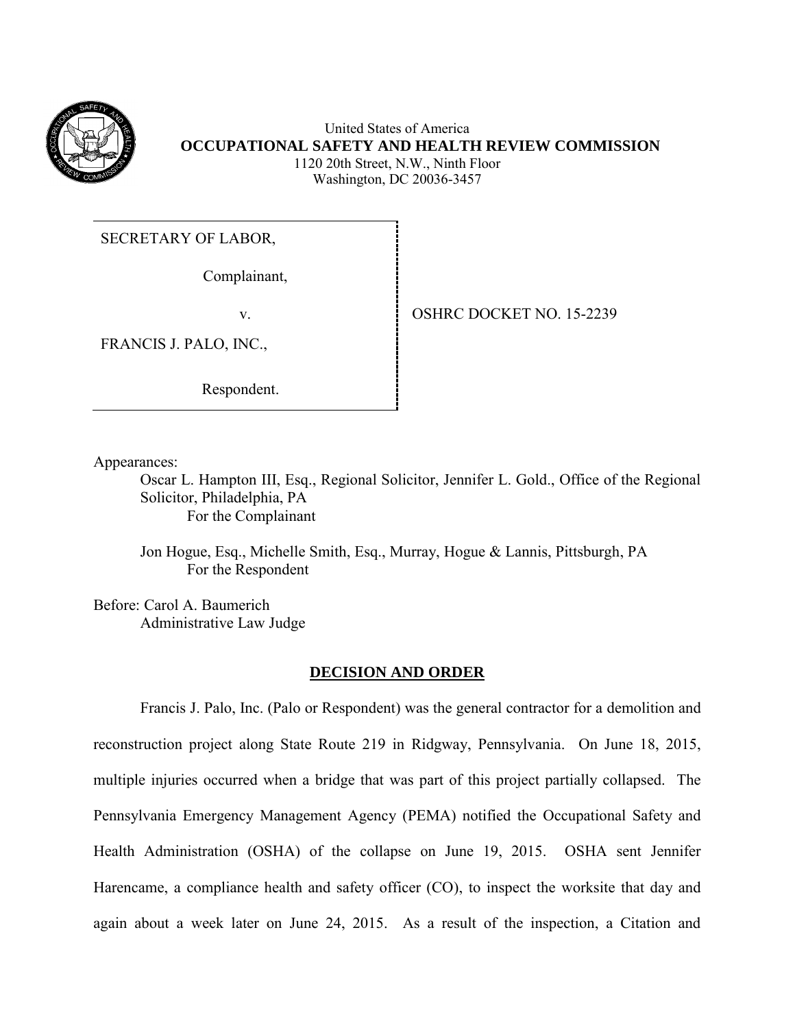United States of America
**OCCUPATIONAL SAFETY AND HEALTH REVIEW COMMISSION**
1120 20th Street, N.W., Ninth Floor
Washington, DC 20036-3457

| | |
|---|---|
| SECRETARY OF LABOR,<br><br>Complainant,<br><br>v.<br><br>FRANCIS J. PALO, INC.,<br><br>Respondent. | OSHRC DOCKET NO. 15-2239 |

Appearances:

Oscar L. Hampton III, Esq., Regional Solicitor, Jennifer L. Gold., Office of the Regional Solicitor, Philadelphia, PA
For the Complainant

Jon Hogue, Esq., Michelle Smith, Esq., Murray, Hogue & Lannis, Pittsburgh, PA
For the Respondent

Before: Carol A. Baumerich
Administrative Law Judge

## DECISION AND ORDER

Francis J. Palo, Inc. (Palo or Respondent) was the general contractor for a demolition and reconstruction project along State Route 219 in Ridgway, Pennsylvania. On June 18, 2015, multiple injuries occurred when a bridge that was part of this project partially collapsed. The Pennsylvania Emergency Management Agency (PEMA) notified the Occupational Safety and Health Administration (OSHA) of the collapse on June 19, 2015. OSHA sent Jennifer Harencame, a compliance health and safety officer (CO), to inspect the worksite that day and again about a week later on June 24, 2015. As a result of the inspection, a Citation and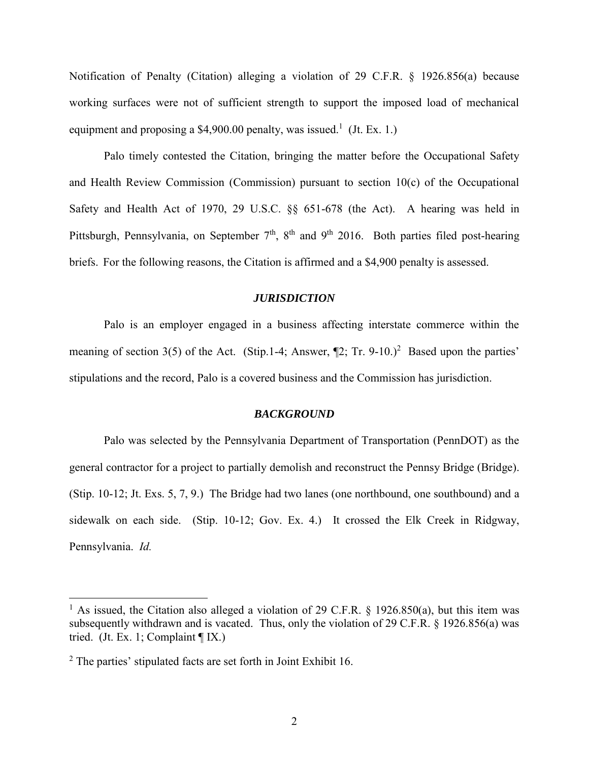Notification of Penalty (Citation) alleging a violation of 29 C.F.R. § 1926.856(a) because working surfaces were not of sufficient strength to support the imposed load of mechanical equipment and proposing a $4,900.00 penalty, was issued.[1] (Jt. Ex. 1.)

Palo timely contested the Citation, bringing the matter before the Occupational Safety and Health Review Commission (Commission) pursuant to section 10(c) of the Occupational Safety and Health Act of 1970, 29 U.S.C. §§ 651-678 (the Act). A hearing was held in Pittsburgh, Pennsylvania, on September 7th, 8th and 9th 2016. Both parties filed post-hearing briefs. For the following reasons, the Citation is affirmed and a $4,900 penalty is assessed.

## *JURISDICTION*

Palo is an employer engaged in a business affecting interstate commerce within the meaning of section 3(5) of the Act. (Stip.1-4; Answer, ¶2; Tr. 9-10.)[2] Based upon the parties' stipulations and the record, Palo is a covered business and the Commission has jurisdiction.

## *BACKGROUND*

Palo was selected by the Pennsylvania Department of Transportation (PennDOT) as the general contractor for a project to partially demolish and reconstruct the Pennsy Bridge (Bridge). (Stip. 10-12; Jt. Exs. 5, 7, 9.) The Bridge had two lanes (one northbound, one southbound) and a sidewalk on each side. (Stip. 10-12; Gov. Ex. 4.) It crossed the Elk Creek in Ridgway, Pennsylvania. *Id.*

---

[1] As issued, the Citation also alleged a violation of 29 C.F.R. § 1926.850(a), but this item was subsequently withdrawn and is vacated. Thus, only the violation of 29 C.F.R. § 1926.856(a) was tried. (Jt. Ex. 1; Complaint ¶ IX.)

[2] The parties' stipulated facts are set forth in Joint Exhibit 16.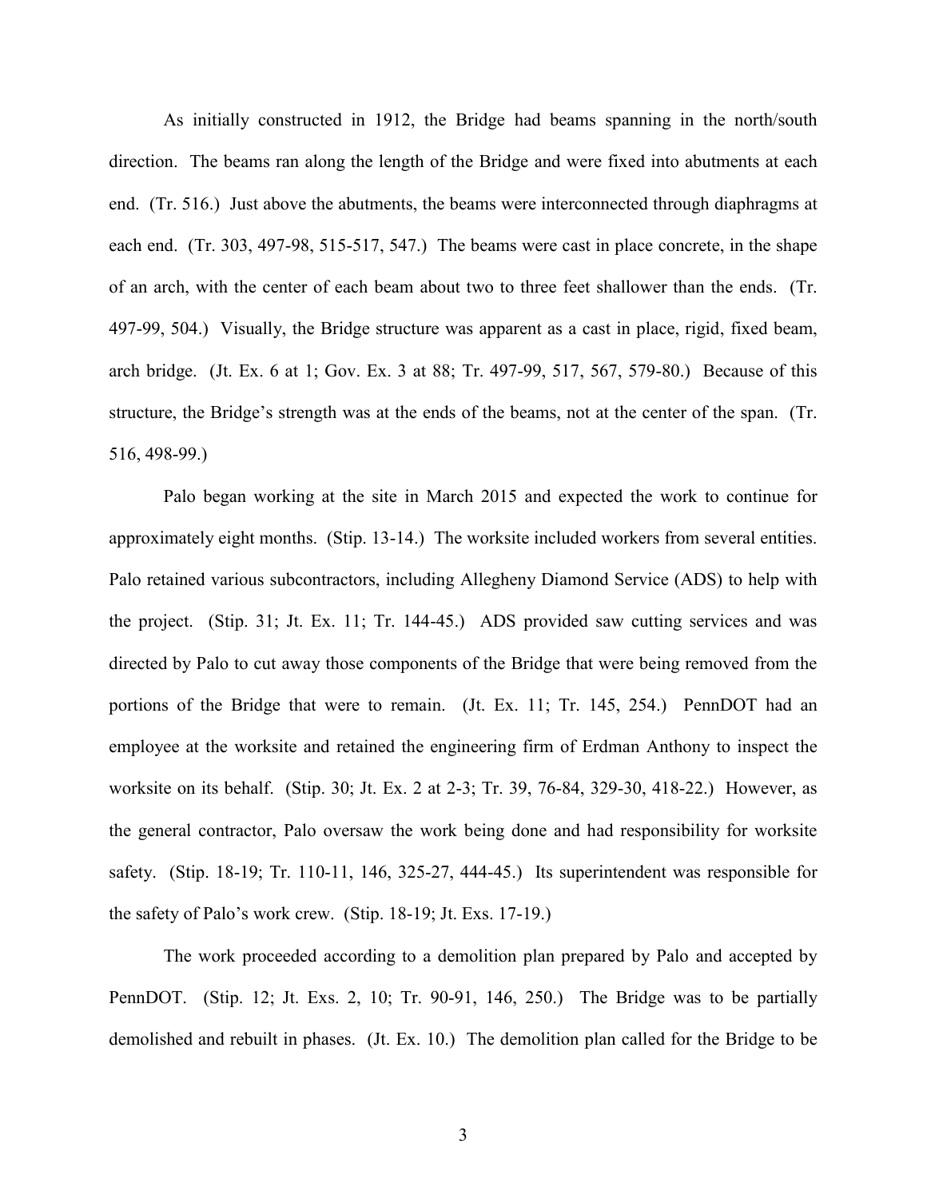As initially constructed in 1912, the Bridge had beams spanning in the north/south direction. The beams ran along the length of the Bridge and were fixed into abutments at each end. (Tr. 516.) Just above the abutments, the beams were interconnected through diaphragms at each end. (Tr. 303, 497-98, 515-517, 547.) The beams were cast in place concrete, in the shape of an arch, with the center of each beam about two to three feet shallower than the ends. (Tr. 497-99, 504.) Visually, the Bridge structure was apparent as a cast in place, rigid, fixed beam, arch bridge. (Jt. Ex. 6 at 1; Gov. Ex. 3 at 88; Tr. 497-99, 517, 567, 579-80.) Because of this structure, the Bridge's strength was at the ends of the beams, not at the center of the span. (Tr. 516, 498-99.)

Palo began working at the site in March 2015 and expected the work to continue for approximately eight months. (Stip. 13-14.) The worksite included workers from several entities. Palo retained various subcontractors, including Allegheny Diamond Service (ADS) to help with the project. (Stip. 31; Jt. Ex. 11; Tr. 144-45.) ADS provided saw cutting services and was directed by Palo to cut away those components of the Bridge that were being removed from the portions of the Bridge that were to remain. (Jt. Ex. 11; Tr. 145, 254.) PennDOT had an employee at the worksite and retained the engineering firm of Erdman Anthony to inspect the worksite on its behalf. (Stip. 30; Jt. Ex. 2 at 2-3; Tr. 39, 76-84, 329-30, 418-22.) However, as the general contractor, Palo oversaw the work being done and had responsibility for worksite safety. (Stip. 18-19; Tr. 110-11, 146, 325-27, 444-45.) Its superintendent was responsible for the safety of Palo's work crew. (Stip. 18-19; Jt. Exs. 17-19.)

The work proceeded according to a demolition plan prepared by Palo and accepted by PennDOT. (Stip. 12; Jt. Exs. 2, 10; Tr. 90-91, 146, 250.) The Bridge was to be partially demolished and rebuilt in phases. (Jt. Ex. 10.) The demolition plan called for the Bridge to be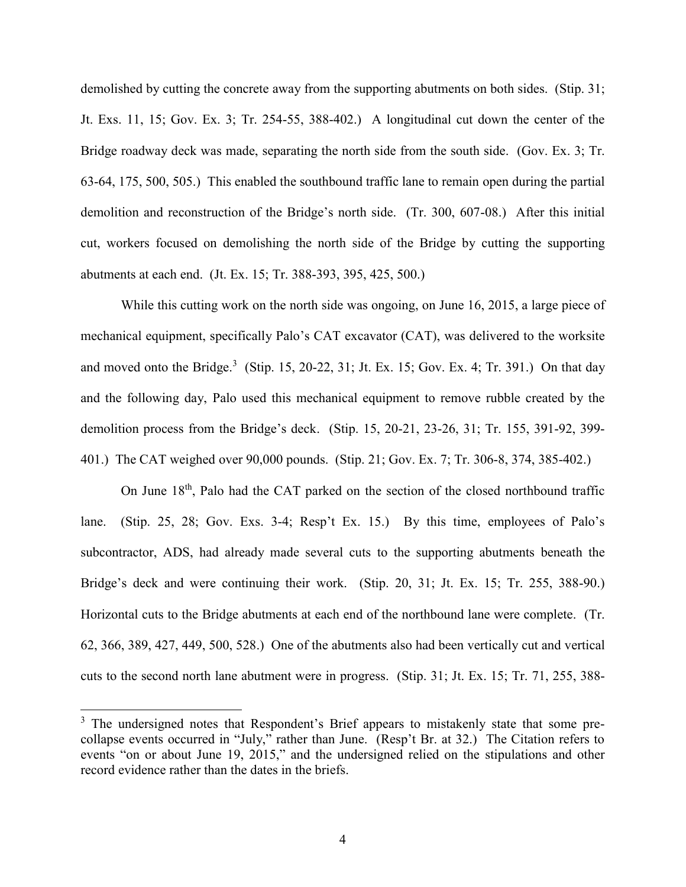demolished by cutting the concrete away from the supporting abutments on both sides. (Stip. 31; Jt. Exs. 11, 15; Gov. Ex. 3; Tr. 254-55, 388-402.) A longitudinal cut down the center of the Bridge roadway deck was made, separating the north side from the south side. (Gov. Ex. 3; Tr. 63-64, 175, 500, 505.) This enabled the southbound traffic lane to remain open during the partial demolition and reconstruction of the Bridge's north side. (Tr. 300, 607-08.) After this initial cut, workers focused on demolishing the north side of the Bridge by cutting the supporting abutments at each end. (Jt. Ex. 15; Tr. 388-393, 395, 425, 500.)

While this cutting work on the north side was ongoing, on June 16, 2015, a large piece of mechanical equipment, specifically Palo's CAT excavator (CAT), was delivered to the worksite and moved onto the Bridge.[3] (Stip. 15, 20-22, 31; Jt. Ex. 15; Gov. Ex. 4; Tr. 391.) On that day and the following day, Palo used this mechanical equipment to remove rubble created by the demolition process from the Bridge's deck. (Stip. 15, 20-21, 23-26, 31; Tr. 155, 391-92, 399-401.) The CAT weighed over 90,000 pounds. (Stip. 21; Gov. Ex. 7; Tr. 306-8, 374, 385-402.)

On June 18th, Palo had the CAT parked on the section of the closed northbound traffic lane. (Stip. 25, 28; Gov. Exs. 3-4; Resp't Ex. 15.) By this time, employees of Palo's subcontractor, ADS, had already made several cuts to the supporting abutments beneath the Bridge's deck and were continuing their work. (Stip. 20, 31; Jt. Ex. 15; Tr. 255, 388-90.) Horizontal cuts to the Bridge abutments at each end of the northbound lane were complete. (Tr. 62, 366, 389, 427, 449, 500, 528.) One of the abutments also had been vertically cut and vertical cuts to the second north lane abutment were in progress. (Stip. 31; Jt. Ex. 15; Tr. 71, 255, 388-

[3] The undersigned notes that Respondent's Brief appears to mistakenly state that some pre-collapse events occurred in "July," rather than June. (Resp't Br. at 32.) The Citation refers to events "on or about June 19, 2015," and the undersigned relied on the stipulations and other record evidence rather than the dates in the briefs.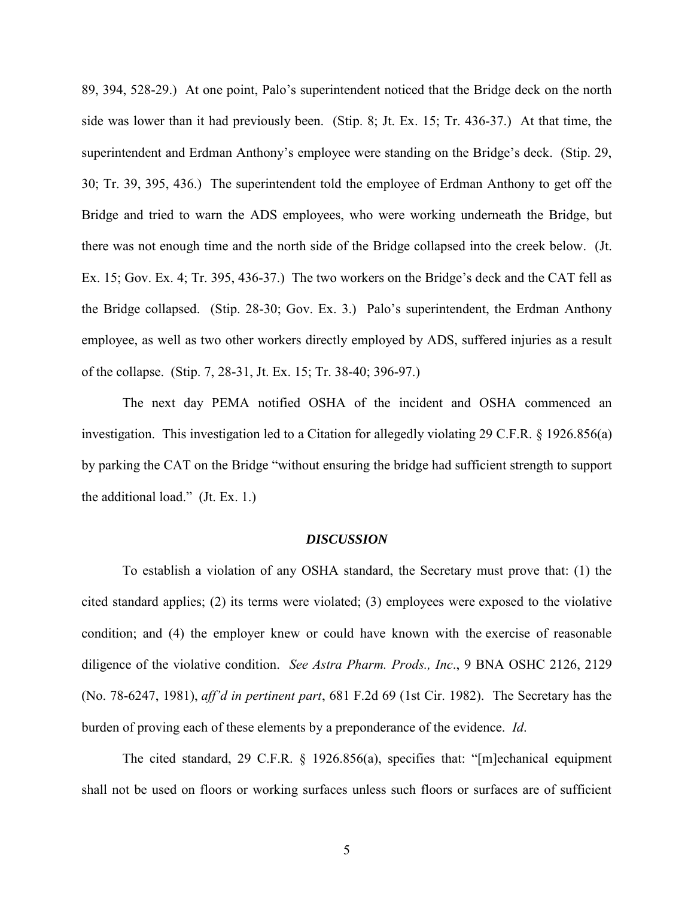89, 394, 528-29.) At one point, Palo's superintendent noticed that the Bridge deck on the north side was lower than it had previously been. (Stip. 8; Jt. Ex. 15; Tr. 436-37.) At that time, the superintendent and Erdman Anthony's employee were standing on the Bridge's deck. (Stip. 29, 30; Tr. 39, 395, 436.) The superintendent told the employee of Erdman Anthony to get off the Bridge and tried to warn the ADS employees, who were working underneath the Bridge, but there was not enough time and the north side of the Bridge collapsed into the creek below. (Jt. Ex. 15; Gov. Ex. 4; Tr. 395, 436-37.) The two workers on the Bridge's deck and the CAT fell as the Bridge collapsed. (Stip. 28-30; Gov. Ex. 3.) Palo's superintendent, the Erdman Anthony employee, as well as two other workers directly employed by ADS, suffered injuries as a result of the collapse. (Stip. 7, 28-31, Jt. Ex. 15; Tr. 38-40; 396-97.)

The next day PEMA notified OSHA of the incident and OSHA commenced an investigation. This investigation led to a Citation for allegedly violating 29 C.F.R. § 1926.856(a) by parking the CAT on the Bridge "without ensuring the bridge had sufficient strength to support the additional load." (Jt. Ex. 1.)

## ***DISCUSSION***

To establish a violation of any OSHA standard, the Secretary must prove that: (1) the cited standard applies; (2) its terms were violated; (3) employees were exposed to the violative condition; and (4) the employer knew or could have known with the exercise of reasonable diligence of the violative condition. *See Astra Pharm. Prods., Inc*., 9 BNA OSHC 2126, 2129 (No. 78-6247, 1981), *aff'd in pertinent part*, 681 F.2d 69 (1st Cir. 1982). The Secretary has the burden of proving each of these elements by a preponderance of the evidence. *Id*.

The cited standard, 29 C.F.R. § 1926.856(a), specifies that: "[m]echanical equipment shall not be used on floors or working surfaces unless such floors or surfaces are of sufficient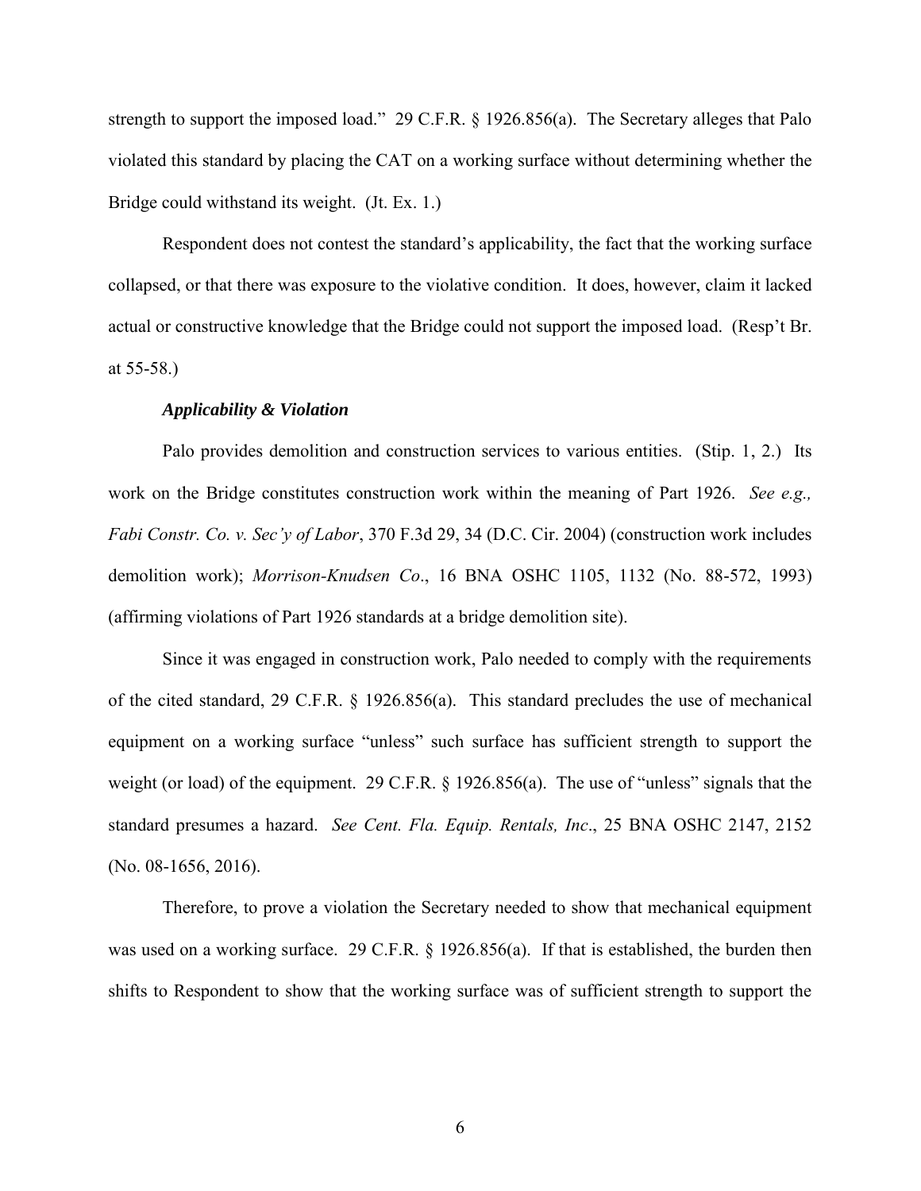strength to support the imposed load." 29 C.F.R. § 1926.856(a). The Secretary alleges that Palo violated this standard by placing the CAT on a working surface without determining whether the Bridge could withstand its weight. (Jt. Ex. 1.)

Respondent does not contest the standard's applicability, the fact that the working surface collapsed, or that there was exposure to the violative condition. It does, however, claim it lacked actual or constructive knowledge that the Bridge could not support the imposed load. (Resp't Br. at 55-58.)

***Applicability & Violation***

Palo provides demolition and construction services to various entities. (Stip. 1, 2.) Its work on the Bridge constitutes construction work within the meaning of Part 1926. *See e.g., Fabi Constr. Co. v. Sec'y of Labor*, 370 F.3d 29, 34 (D.C. Cir. 2004) (construction work includes demolition work); *Morrison-Knudsen Co*., 16 BNA OSHC 1105, 1132 (No. 88-572, 1993) (affirming violations of Part 1926 standards at a bridge demolition site).

Since it was engaged in construction work, Palo needed to comply with the requirements of the cited standard, 29 C.F.R. § 1926.856(a). This standard precludes the use of mechanical equipment on a working surface "unless" such surface has sufficient strength to support the weight (or load) of the equipment. 29 C.F.R. § 1926.856(a). The use of "unless" signals that the standard presumes a hazard. *See Cent. Fla. Equip. Rentals, Inc*., 25 BNA OSHC 2147, 2152 (No. 08-1656, 2016).

Therefore, to prove a violation the Secretary needed to show that mechanical equipment was used on a working surface. 29 C.F.R. § 1926.856(a). If that is established, the burden then shifts to Respondent to show that the working surface was of sufficient strength to support the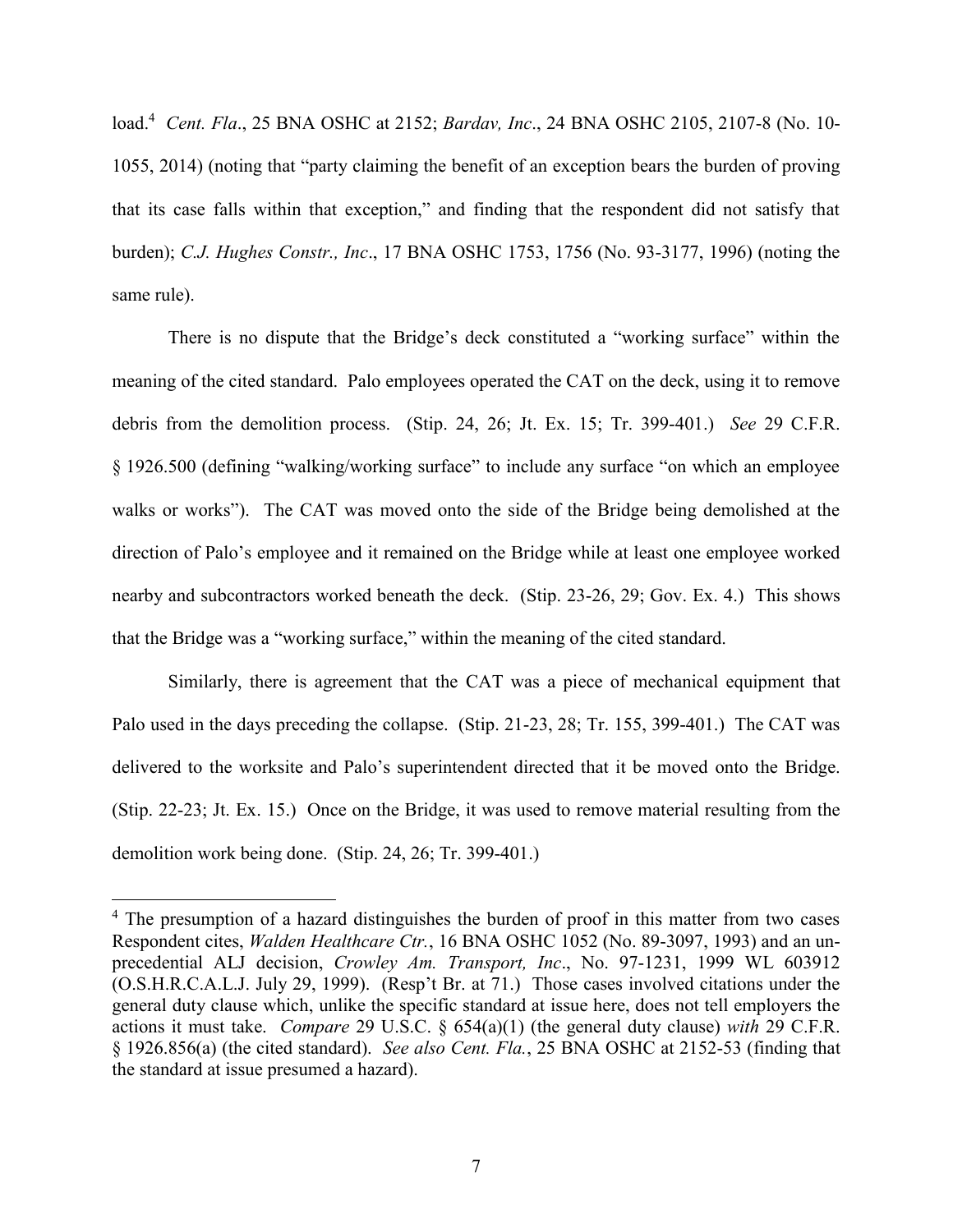load.[4] *Cent. Fla*., 25 BNA OSHC at 2152; *Bardav, Inc*., 24 BNA OSHC 2105, 2107-8 (No. 10-1055, 2014) (noting that "party claiming the benefit of an exception bears the burden of proving that its case falls within that exception," and finding that the respondent did not satisfy that burden); *C.J. Hughes Constr., Inc*., 17 BNA OSHC 1753, 1756 (No. 93-3177, 1996) (noting the same rule).

There is no dispute that the Bridge's deck constituted a "working surface" within the meaning of the cited standard. Palo employees operated the CAT on the deck, using it to remove debris from the demolition process. (Stip. 24, 26; Jt. Ex. 15; Tr. 399-401.) *See* 29 C.F.R. § 1926.500 (defining "walking/working surface" to include any surface "on which an employee walks or works"). The CAT was moved onto the side of the Bridge being demolished at the direction of Palo's employee and it remained on the Bridge while at least one employee worked nearby and subcontractors worked beneath the deck. (Stip. 23-26, 29; Gov. Ex. 4.) This shows that the Bridge was a "working surface," within the meaning of the cited standard.

Similarly, there is agreement that the CAT was a piece of mechanical equipment that Palo used in the days preceding the collapse. (Stip. 21-23, 28; Tr. 155, 399-401.) The CAT was delivered to the worksite and Palo's superintendent directed that it be moved onto the Bridge. (Stip. 22-23; Jt. Ex. 15.) Once on the Bridge, it was used to remove material resulting from the demolition work being done. (Stip. 24, 26; Tr. 399-401.)

---

[4] The presumption of a hazard distinguishes the burden of proof in this matter from two cases Respondent cites, *Walden Healthcare Ctr.*, 16 BNA OSHC 1052 (No. 89-3097, 1993) and an un-precedential ALJ decision, *Crowley Am. Transport, Inc*., No. 97-1231, 1999 WL 603912 (O.S.H.R.C.A.L.J. July 29, 1999). (Resp't Br. at 71.) Those cases involved citations under the general duty clause which, unlike the specific standard at issue here, does not tell employers the actions it must take. *Compare* 29 U.S.C. § 654(a)(1) (the general duty clause) *with* 29 C.F.R. § 1926.856(a) (the cited standard). *See also Cent. Fla.*, 25 BNA OSHC at 2152-53 (finding that the standard at issue presumed a hazard).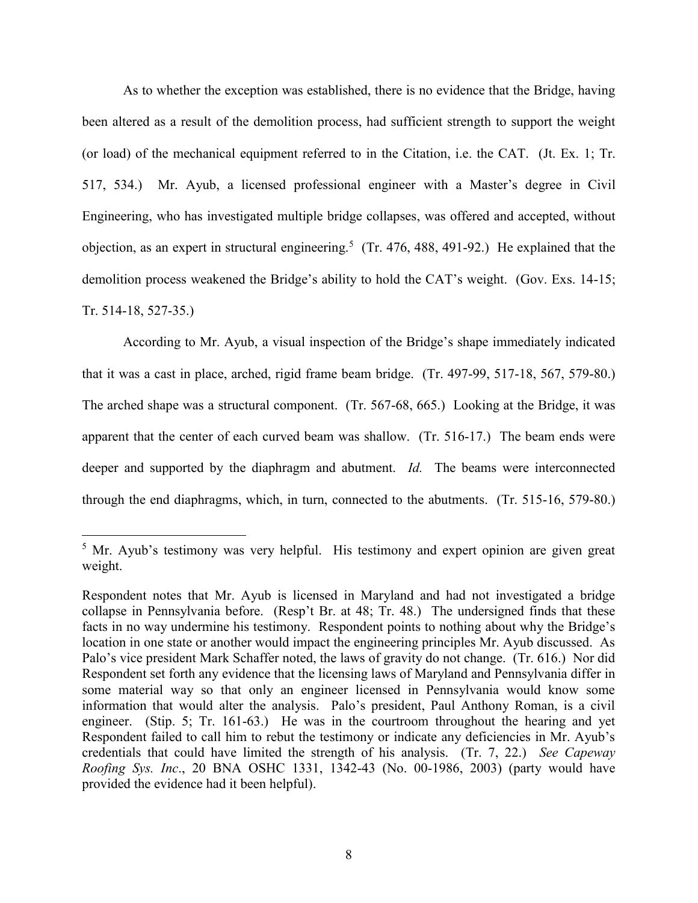As to whether the exception was established, there is no evidence that the Bridge, having been altered as a result of the demolition process, had sufficient strength to support the weight (or load) of the mechanical equipment referred to in the Citation, i.e. the CAT. (Jt. Ex. 1; Tr. 517, 534.) Mr. Ayub, a licensed professional engineer with a Master's degree in Civil Engineering, who has investigated multiple bridge collapses, was offered and accepted, without objection, as an expert in structural engineering.[5] (Tr. 476, 488, 491-92.) He explained that the demolition process weakened the Bridge's ability to hold the CAT's weight. (Gov. Exs. 14-15; Tr. 514-18, 527-35.)

According to Mr. Ayub, a visual inspection of the Bridge's shape immediately indicated that it was a cast in place, arched, rigid frame beam bridge. (Tr. 497-99, 517-18, 567, 579-80.) The arched shape was a structural component. (Tr. 567-68, 665.) Looking at the Bridge, it was apparent that the center of each curved beam was shallow. (Tr. 516-17.) The beam ends were deeper and supported by the diaphragm and abutment. *Id.* The beams were interconnected through the end diaphragms, which, in turn, connected to the abutments. (Tr. 515-16, 579-80.)

---

[5] Mr. Ayub's testimony was very helpful. His testimony and expert opinion are given great weight.

Respondent notes that Mr. Ayub is licensed in Maryland and had not investigated a bridge collapse in Pennsylvania before. (Resp't Br. at 48; Tr. 48.) The undersigned finds that these facts in no way undermine his testimony. Respondent points to nothing about why the Bridge's location in one state or another would impact the engineering principles Mr. Ayub discussed. As Palo's vice president Mark Schaffer noted, the laws of gravity do not change. (Tr. 616.) Nor did Respondent set forth any evidence that the licensing laws of Maryland and Pennsylvania differ in some material way so that only an engineer licensed in Pennsylvania would know some information that would alter the analysis. Palo's president, Paul Anthony Roman, is a civil engineer. (Stip. 5; Tr. 161-63.) He was in the courtroom throughout the hearing and yet Respondent failed to call him to rebut the testimony or indicate any deficiencies in Mr. Ayub's credentials that could have limited the strength of his analysis. (Tr. 7, 22.) *See Capeway Roofing Sys. Inc*., 20 BNA OSHC 1331, 1342-43 (No. 00-1986, 2003) (party would have provided the evidence had it been helpful).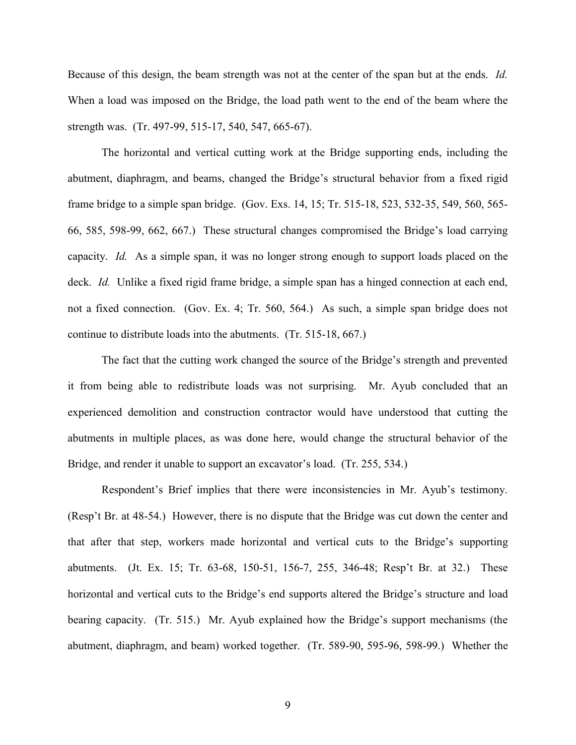Because of this design, the beam strength was not at the center of the span but at the ends. *Id.* When a load was imposed on the Bridge, the load path went to the end of the beam where the strength was. (Tr. 497-99, 515-17, 540, 547, 665-67).

The horizontal and vertical cutting work at the Bridge supporting ends, including the abutment, diaphragm, and beams, changed the Bridge's structural behavior from a fixed rigid frame bridge to a simple span bridge. (Gov. Exs. 14, 15; Tr. 515-18, 523, 532-35, 549, 560, 565-66, 585, 598-99, 662, 667.) These structural changes compromised the Bridge's load carrying capacity. *Id.* As a simple span, it was no longer strong enough to support loads placed on the deck. *Id.* Unlike a fixed rigid frame bridge, a simple span has a hinged connection at each end, not a fixed connection. (Gov. Ex. 4; Tr. 560, 564.) As such, a simple span bridge does not continue to distribute loads into the abutments. (Tr. 515-18, 667.)

The fact that the cutting work changed the source of the Bridge's strength and prevented it from being able to redistribute loads was not surprising. Mr. Ayub concluded that an experienced demolition and construction contractor would have understood that cutting the abutments in multiple places, as was done here, would change the structural behavior of the Bridge, and render it unable to support an excavator's load. (Tr. 255, 534.)

Respondent's Brief implies that there were inconsistencies in Mr. Ayub's testimony. (Resp't Br. at 48-54.) However, there is no dispute that the Bridge was cut down the center and that after that step, workers made horizontal and vertical cuts to the Bridge's supporting abutments. (Jt. Ex. 15; Tr. 63-68, 150-51, 156-7, 255, 346-48; Resp't Br. at 32.) These horizontal and vertical cuts to the Bridge's end supports altered the Bridge's structure and load bearing capacity. (Tr. 515.) Mr. Ayub explained how the Bridge's support mechanisms (the abutment, diaphragm, and beam) worked together. (Tr. 589-90, 595-96, 598-99.) Whether the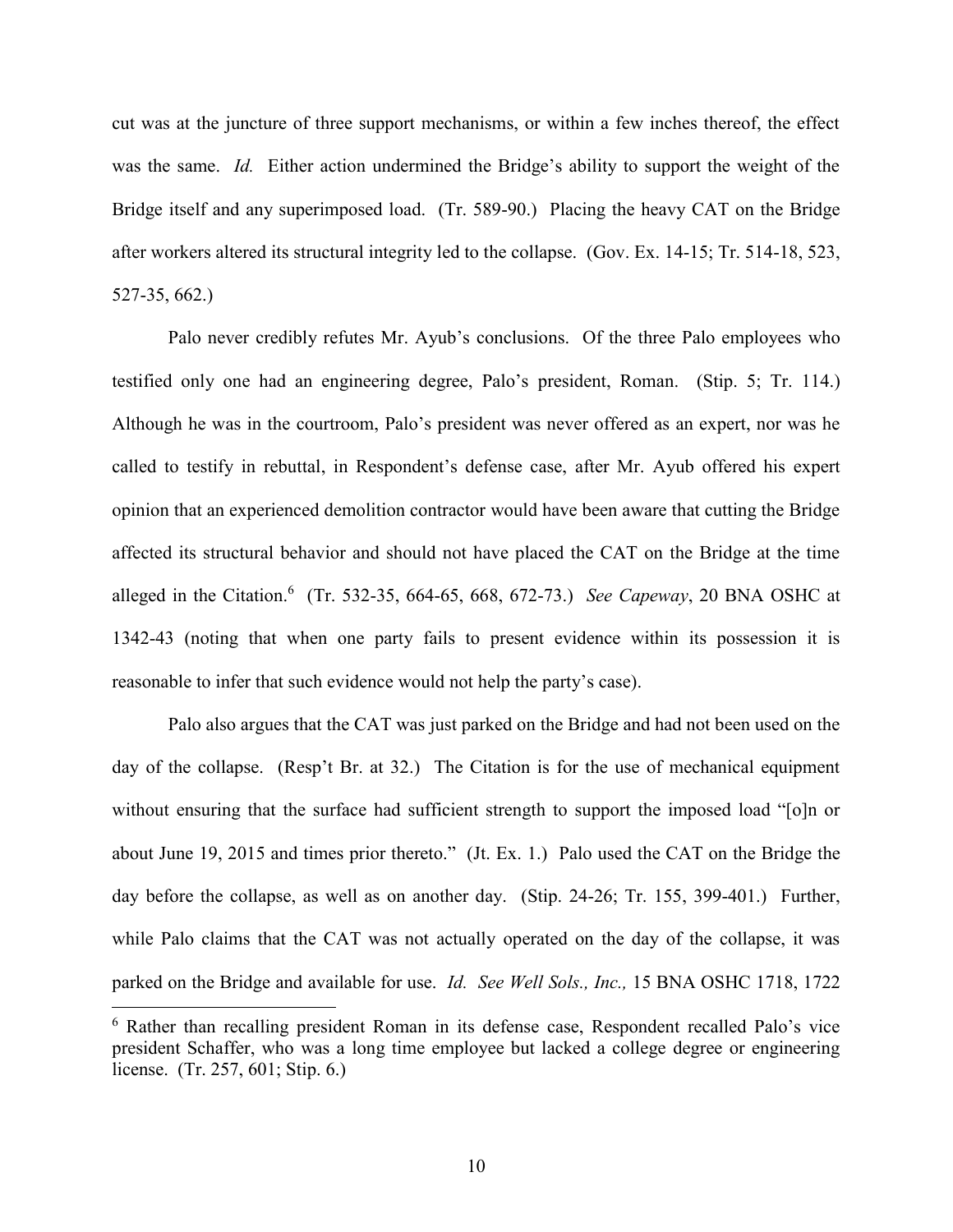cut was at the juncture of three support mechanisms, or within a few inches thereof, the effect was the same. *Id.* Either action undermined the Bridge's ability to support the weight of the Bridge itself and any superimposed load. (Tr. 589-90.) Placing the heavy CAT on the Bridge after workers altered its structural integrity led to the collapse. (Gov. Ex. 14-15; Tr. 514-18, 523, 527-35, 662.)

Palo never credibly refutes Mr. Ayub's conclusions. Of the three Palo employees who testified only one had an engineering degree, Palo's president, Roman. (Stip. 5; Tr. 114.) Although he was in the courtroom, Palo's president was never offered as an expert, nor was he called to testify in rebuttal, in Respondent's defense case, after Mr. Ayub offered his expert opinion that an experienced demolition contractor would have been aware that cutting the Bridge affected its structural behavior and should not have placed the CAT on the Bridge at the time alleged in the Citation.[6] (Tr. 532-35, 664-65, 668, 672-73.) *See Capeway*, 20 BNA OSHC at 1342-43 (noting that when one party fails to present evidence within its possession it is reasonable to infer that such evidence would not help the party's case).

Palo also argues that the CAT was just parked on the Bridge and had not been used on the day of the collapse. (Resp't Br. at 32.) The Citation is for the use of mechanical equipment without ensuring that the surface had sufficient strength to support the imposed load "[o]n or about June 19, 2015 and times prior thereto." (Jt. Ex. 1.) Palo used the CAT on the Bridge the day before the collapse, as well as on another day. (Stip. 24-26; Tr. 155, 399-401.) Further, while Palo claims that the CAT was not actually operated on the day of the collapse, it was parked on the Bridge and available for use. *Id. See Well Sols., Inc.,* 15 BNA OSHC 1718, 1722

[6] Rather than recalling president Roman in its defense case, Respondent recalled Palo's vice president Schaffer, who was a long time employee but lacked a college degree or engineering license. (Tr. 257, 601; Stip. 6.)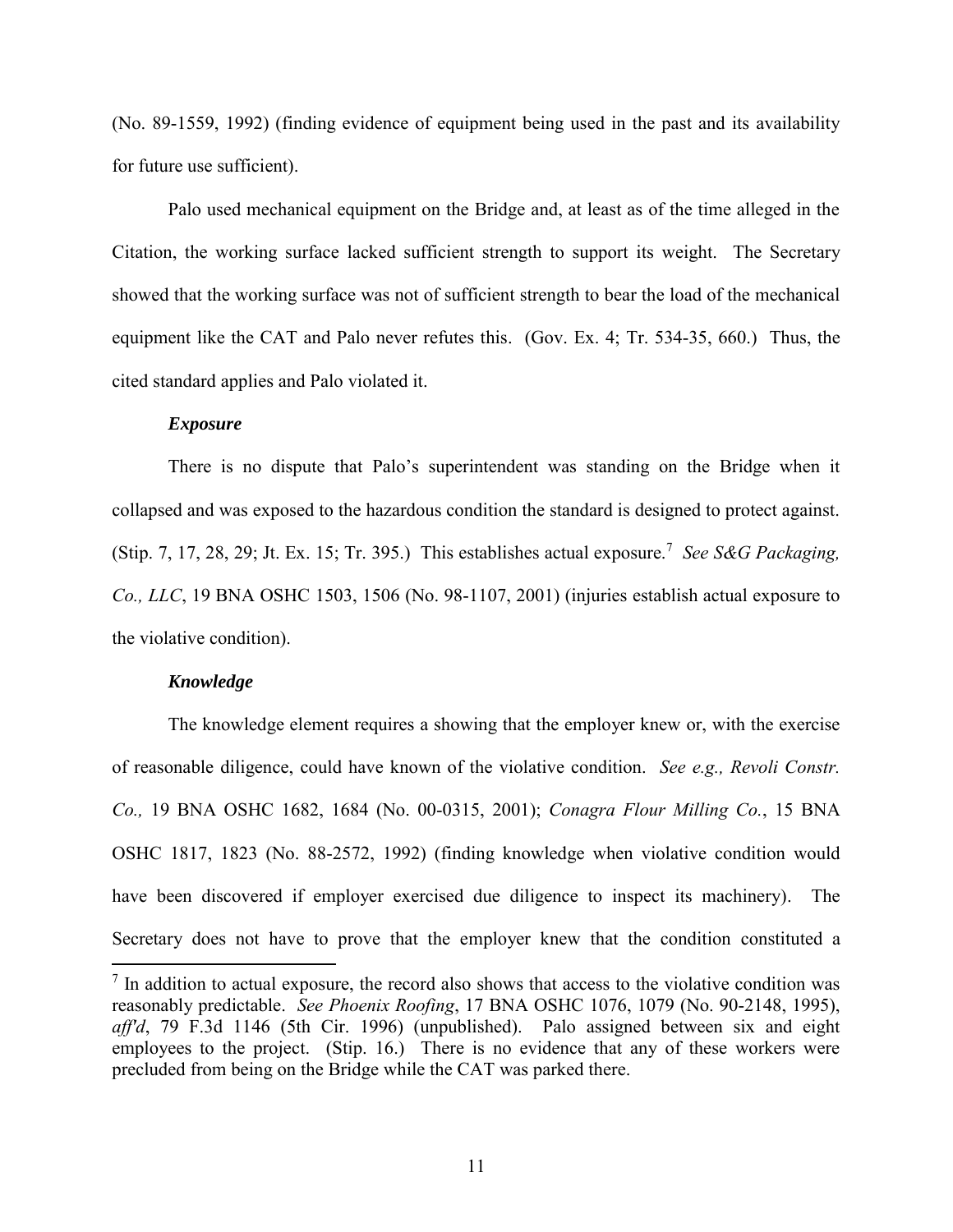(No. 89-1559, 1992) (finding evidence of equipment being used in the past and its availability for future use sufficient).

Palo used mechanical equipment on the Bridge and, at least as of the time alleged in the Citation, the working surface lacked sufficient strength to support its weight. The Secretary showed that the working surface was not of sufficient strength to bear the load of the mechanical equipment like the CAT and Palo never refutes this. (Gov. Ex. 4; Tr. 534-35, 660.) Thus, the cited standard applies and Palo violated it.

***Exposure***

There is no dispute that Palo's superintendent was standing on the Bridge when it collapsed and was exposed to the hazardous condition the standard is designed to protect against. (Stip. 7, 17, 28, 29; Jt. Ex. 15; Tr. 395.) This establishes actual exposure.[7] *See S&G Packaging, Co., LLC*, 19 BNA OSHC 1503, 1506 (No. 98-1107, 2001) (injuries establish actual exposure to the violative condition).

***Knowledge***

The knowledge element requires a showing that the employer knew or, with the exercise of reasonable diligence, could have known of the violative condition. *See e.g., Revoli Constr. Co.,* 19 BNA OSHC 1682, 1684 (No. 00-0315, 2001); *Conagra Flour Milling Co.*, 15 BNA OSHC 1817, 1823 (No. 88-2572, 1992) (finding knowledge when violative condition would have been discovered if employer exercised due diligence to inspect its machinery). The Secretary does not have to prove that the employer knew that the condition constituted a

[7] In addition to actual exposure, the record also shows that access to the violative condition was reasonably predictable. *See Phoenix Roofing*, 17 BNA OSHC 1076, 1079 (No. 90-2148, 1995), *aff'd*, 79 F.3d 1146 (5th Cir. 1996) (unpublished). Palo assigned between six and eight employees to the project. (Stip. 16.) There is no evidence that any of these workers were precluded from being on the Bridge while the CAT was parked there.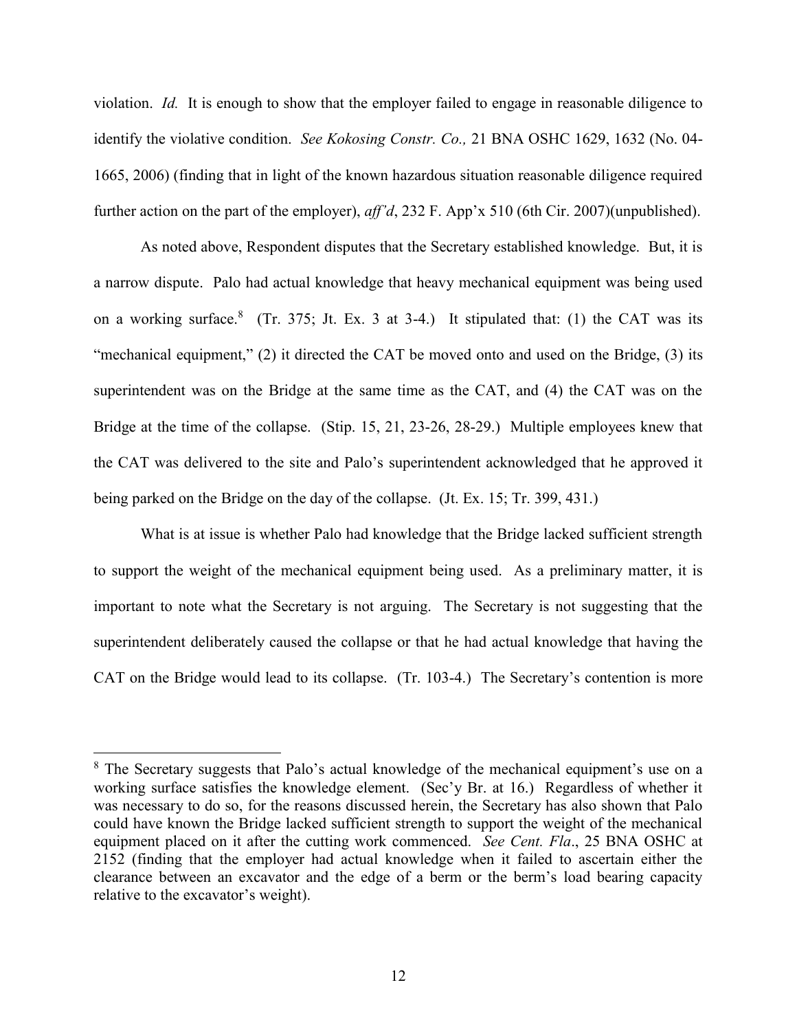violation. *Id.* It is enough to show that the employer failed to engage in reasonable diligence to identify the violative condition. *See Kokosing Constr. Co.,* 21 BNA OSHC 1629, 1632 (No. 04-1665, 2006) (finding that in light of the known hazardous situation reasonable diligence required further action on the part of the employer), *aff'd*, 232 F. App'x 510 (6th Cir. 2007)(unpublished).

As noted above, Respondent disputes that the Secretary established knowledge. But, it is a narrow dispute. Palo had actual knowledge that heavy mechanical equipment was being used on a working surface.[8] (Tr. 375; Jt. Ex. 3 at 3-4.) It stipulated that: (1) the CAT was its "mechanical equipment," (2) it directed the CAT be moved onto and used on the Bridge, (3) its superintendent was on the Bridge at the same time as the CAT, and (4) the CAT was on the Bridge at the time of the collapse. (Stip. 15, 21, 23-26, 28-29.) Multiple employees knew that the CAT was delivered to the site and Palo's superintendent acknowledged that he approved it being parked on the Bridge on the day of the collapse. (Jt. Ex. 15; Tr. 399, 431.)

What is at issue is whether Palo had knowledge that the Bridge lacked sufficient strength to support the weight of the mechanical equipment being used. As a preliminary matter, it is important to note what the Secretary is not arguing. The Secretary is not suggesting that the superintendent deliberately caused the collapse or that he had actual knowledge that having the CAT on the Bridge would lead to its collapse. (Tr. 103-4.) The Secretary's contention is more

---

[8] The Secretary suggests that Palo's actual knowledge of the mechanical equipment's use on a working surface satisfies the knowledge element. (Sec'y Br. at 16.) Regardless of whether it was necessary to do so, for the reasons discussed herein, the Secretary has also shown that Palo could have known the Bridge lacked sufficient strength to support the weight of the mechanical equipment placed on it after the cutting work commenced. *See Cent. Fla*., 25 BNA OSHC at 2152 (finding that the employer had actual knowledge when it failed to ascertain either the clearance between an excavator and the edge of a berm or the berm's load bearing capacity relative to the excavator's weight).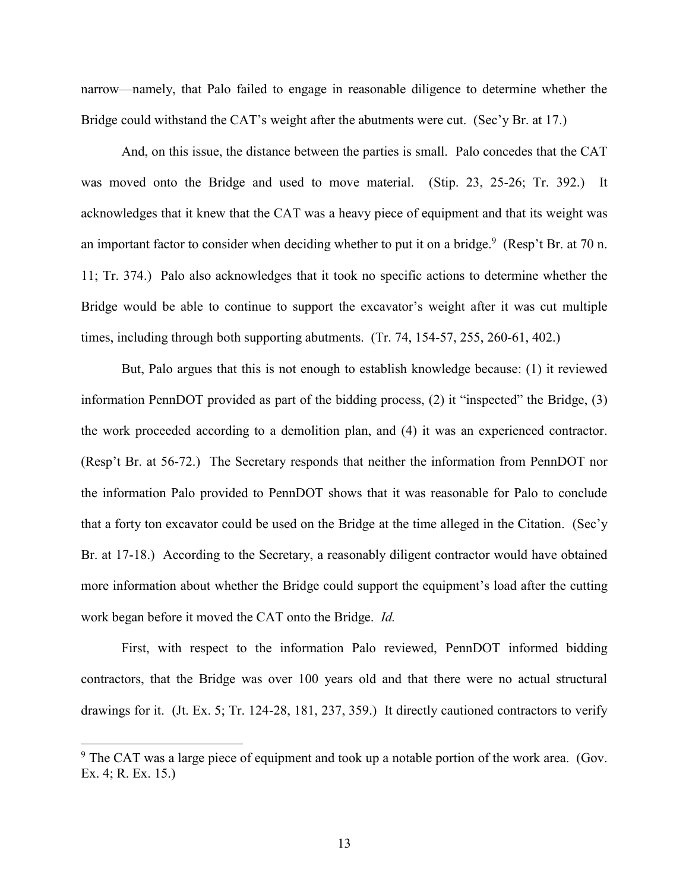narrow—namely, that Palo failed to engage in reasonable diligence to determine whether the Bridge could withstand the CAT's weight after the abutments were cut. (Sec'y Br. at 17.)

And, on this issue, the distance between the parties is small. Palo concedes that the CAT was moved onto the Bridge and used to move material. (Stip. 23, 25-26; Tr. 392.) It acknowledges that it knew that the CAT was a heavy piece of equipment and that its weight was an important factor to consider when deciding whether to put it on a bridge.[9] (Resp't Br. at 70 n. 11; Tr. 374.) Palo also acknowledges that it took no specific actions to determine whether the Bridge would be able to continue to support the excavator's weight after it was cut multiple times, including through both supporting abutments. (Tr. 74, 154-57, 255, 260-61, 402.)

But, Palo argues that this is not enough to establish knowledge because: (1) it reviewed information PennDOT provided as part of the bidding process, (2) it "inspected" the Bridge, (3) the work proceeded according to a demolition plan, and (4) it was an experienced contractor. (Resp't Br. at 56-72.) The Secretary responds that neither the information from PennDOT nor the information Palo provided to PennDOT shows that it was reasonable for Palo to conclude that a forty ton excavator could be used on the Bridge at the time alleged in the Citation. (Sec'y Br. at 17-18.) According to the Secretary, a reasonably diligent contractor would have obtained more information about whether the Bridge could support the equipment's load after the cutting work began before it moved the CAT onto the Bridge. *Id.*

First, with respect to the information Palo reviewed, PennDOT informed bidding contractors, that the Bridge was over 100 years old and that there were no actual structural drawings for it. (Jt. Ex. 5; Tr. 124-28, 181, 237, 359.) It directly cautioned contractors to verify

[9] The CAT was a large piece of equipment and took up a notable portion of the work area. (Gov. Ex. 4; R. Ex. 15.)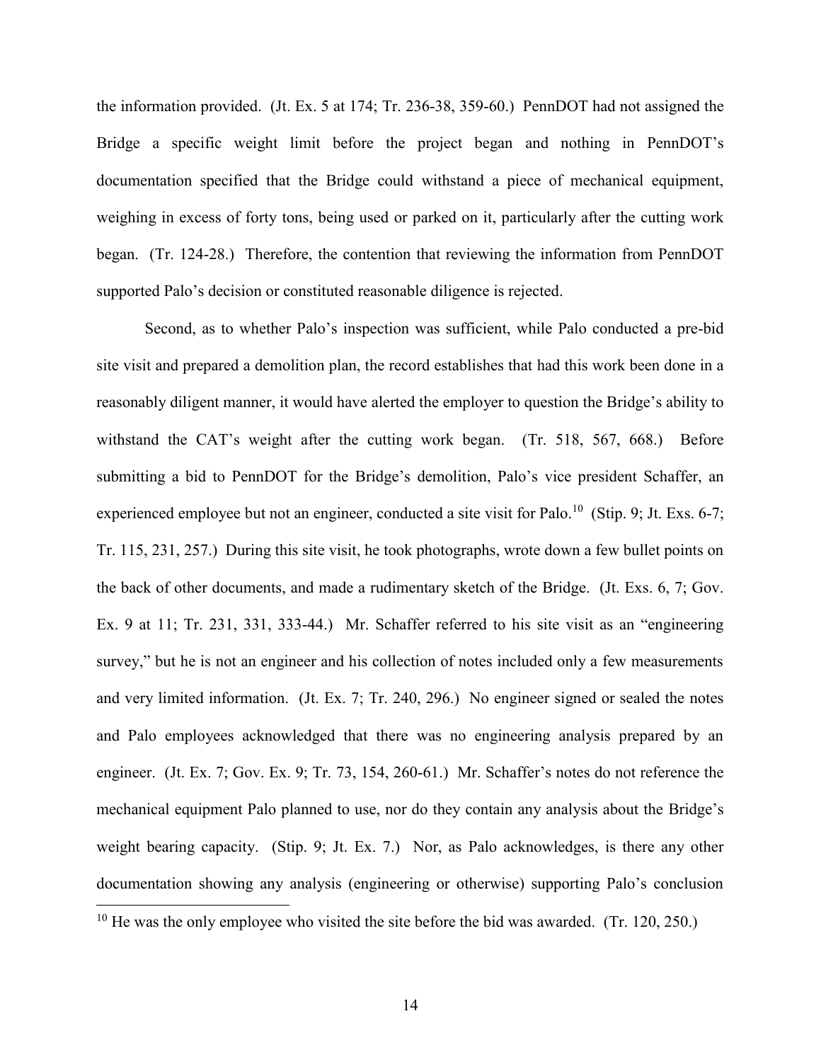the information provided. (Jt. Ex. 5 at 174; Tr. 236-38, 359-60.) PennDOT had not assigned the Bridge a specific weight limit before the project began and nothing in PennDOT's documentation specified that the Bridge could withstand a piece of mechanical equipment, weighing in excess of forty tons, being used or parked on it, particularly after the cutting work began. (Tr. 124-28.) Therefore, the contention that reviewing the information from PennDOT supported Palo's decision or constituted reasonable diligence is rejected.

Second, as to whether Palo's inspection was sufficient, while Palo conducted a pre-bid site visit and prepared a demolition plan, the record establishes that had this work been done in a reasonably diligent manner, it would have alerted the employer to question the Bridge's ability to withstand the CAT's weight after the cutting work began. (Tr. 518, 567, 668.) Before submitting a bid to PennDOT for the Bridge's demolition, Palo's vice president Schaffer, an experienced employee but not an engineer, conducted a site visit for Palo.[10] (Stip. 9; Jt. Exs. 6-7; Tr. 115, 231, 257.) During this site visit, he took photographs, wrote down a few bullet points on the back of other documents, and made a rudimentary sketch of the Bridge. (Jt. Exs. 6, 7; Gov. Ex. 9 at 11; Tr. 231, 331, 333-44.) Mr. Schaffer referred to his site visit as an "engineering survey," but he is not an engineer and his collection of notes included only a few measurements and very limited information. (Jt. Ex. 7; Tr. 240, 296.) No engineer signed or sealed the notes and Palo employees acknowledged that there was no engineering analysis prepared by an engineer. (Jt. Ex. 7; Gov. Ex. 9; Tr. 73, 154, 260-61.) Mr. Schaffer's notes do not reference the mechanical equipment Palo planned to use, nor do they contain any analysis about the Bridge's weight bearing capacity. (Stip. 9; Jt. Ex. 7.) Nor, as Palo acknowledges, is there any other documentation showing any analysis (engineering or otherwise) supporting Palo's conclusion

[10] He was the only employee who visited the site before the bid was awarded. (Tr. 120, 250.)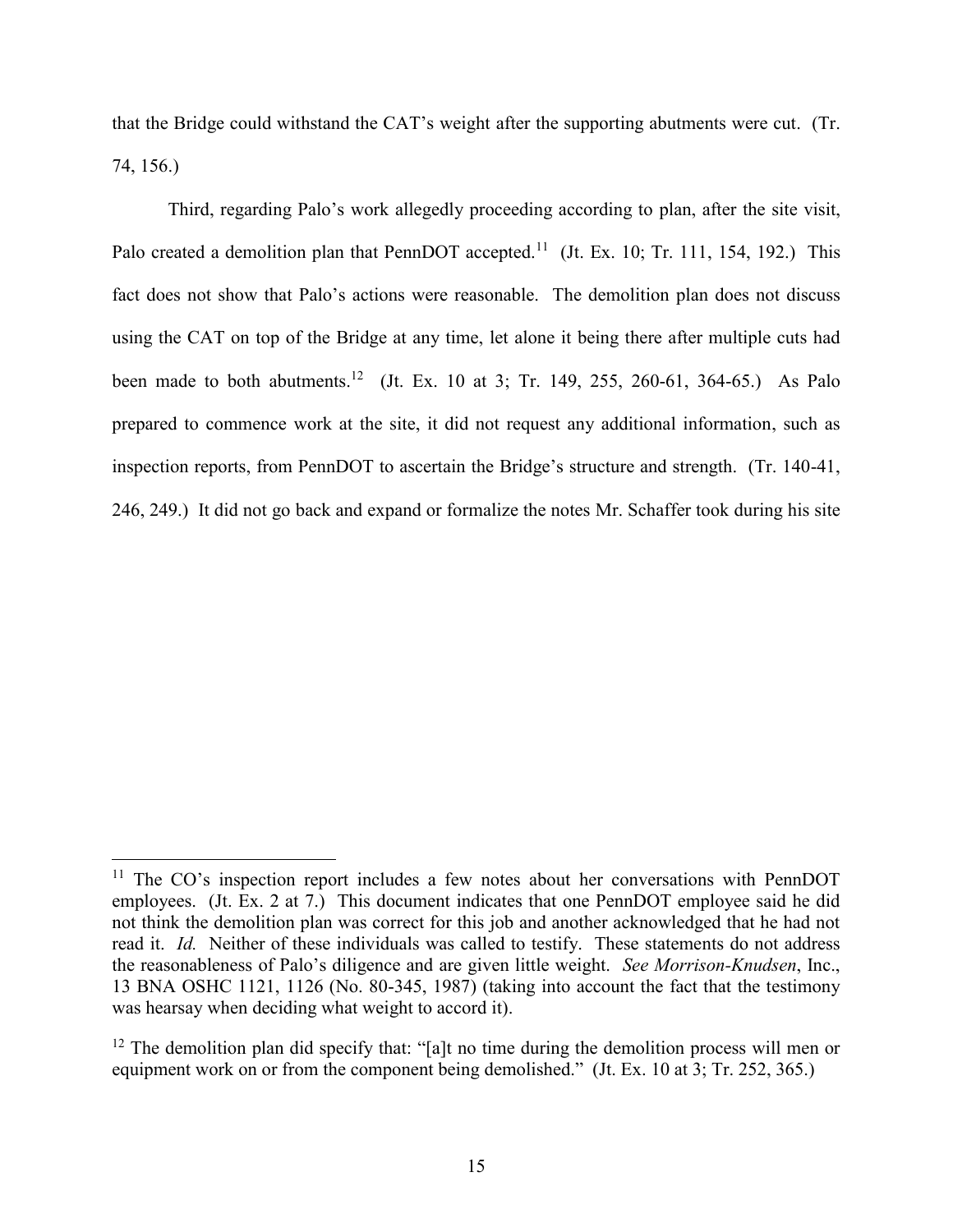that the Bridge could withstand the CAT's weight after the supporting abutments were cut. (Tr. 74, 156.)

Third, regarding Palo's work allegedly proceeding according to plan, after the site visit, Palo created a demolition plan that PennDOT accepted.[11] (Jt. Ex. 10; Tr. 111, 154, 192.) This fact does not show that Palo's actions were reasonable. The demolition plan does not discuss using the CAT on top of the Bridge at any time, let alone it being there after multiple cuts had been made to both abutments.[12] (Jt. Ex. 10 at 3; Tr. 149, 255, 260-61, 364-65.) As Palo prepared to commence work at the site, it did not request any additional information, such as inspection reports, from PennDOT to ascertain the Bridge's structure and strength. (Tr. 140-41, 246, 249.) It did not go back and expand or formalize the notes Mr. Schaffer took during his site

---

[11] The CO's inspection report includes a few notes about her conversations with PennDOT employees. (Jt. Ex. 2 at 7.) This document indicates that one PennDOT employee said he did not think the demolition plan was correct for this job and another acknowledged that he had not read it. *Id.* Neither of these individuals was called to testify. These statements do not address the reasonableness of Palo's diligence and are given little weight. *See Morrison-Knudsen*, Inc., 13 BNA OSHC 1121, 1126 (No. 80-345, 1987) (taking into account the fact that the testimony was hearsay when deciding what weight to accord it).

[12] The demolition plan did specify that: "[a]t no time during the demolition process will men or equipment work on or from the component being demolished." (Jt. Ex. 10 at 3; Tr. 252, 365.)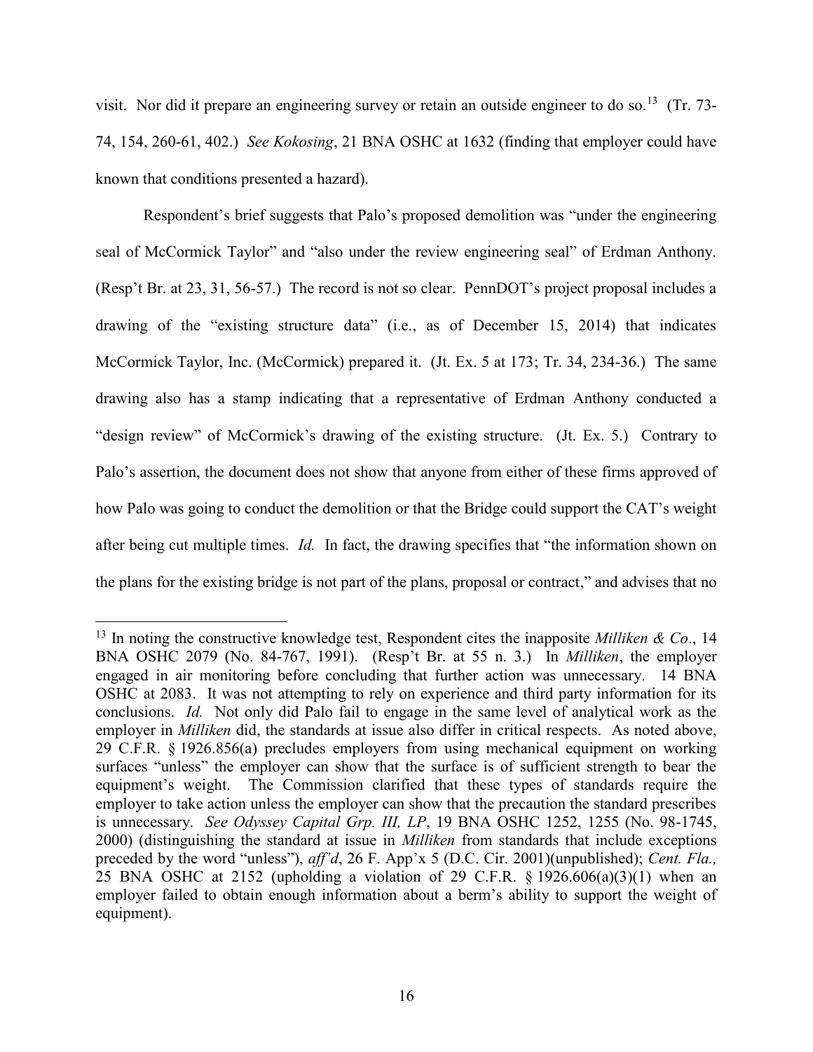visit. Nor did it prepare an engineering survey or retain an outside engineer to do so.[13] (Tr. 73-74, 154, 260-61, 402.) *See Kokosing*, 21 BNA OSHC at 1632 (finding that employer could have known that conditions presented a hazard).

Respondent's brief suggests that Palo's proposed demolition was "under the engineering seal of McCormick Taylor" and "also under the review engineering seal" of Erdman Anthony. (Resp't Br. at 23, 31, 56-57.) The record is not so clear. PennDOT's project proposal includes a drawing of the "existing structure data" (i.e., as of December 15, 2014) that indicates McCormick Taylor, Inc. (McCormick) prepared it. (Jt. Ex. 5 at 173; Tr. 34, 234-36.) The same drawing also has a stamp indicating that a representative of Erdman Anthony conducted a "design review" of McCormick's drawing of the existing structure. (Jt. Ex. 5.) Contrary to Palo's assertion, the document does not show that anyone from either of these firms approved of how Palo was going to conduct the demolition or that the Bridge could support the CAT's weight after being cut multiple times. *Id.* In fact, the drawing specifies that "the information shown on the plans for the existing bridge is not part of the plans, proposal or contract," and advises that no

---

[13] In noting the constructive knowledge test, Respondent cites the inapposite *Milliken & Co*., 14 BNA OSHC 2079 (No. 84-767, 1991). (Resp't Br. at 55 n. 3.) In *Milliken*, the employer engaged in air monitoring before concluding that further action was unnecessary. 14 BNA OSHC at 2083. It was not attempting to rely on experience and third party information for its conclusions. *Id.* Not only did Palo fail to engage in the same level of analytical work as the employer in *Milliken* did, the standards at issue also differ in critical respects. As noted above, 29 C.F.R. § 1926.856(a) precludes employers from using mechanical equipment on working surfaces "unless" the employer can show that the surface is of sufficient strength to bear the equipment's weight. The Commission clarified that these types of standards require the employer to take action unless the employer can show that the precaution the standard prescribes is unnecessary. *See Odyssey Capital Grp. III, LP*, 19 BNA OSHC 1252, 1255 (No. 98-1745, 2000) (distinguishing the standard at issue in *Milliken* from standards that include exceptions preceded by the word "unless"), *aff'd*, 26 F. App'x 5 (D.C. Cir. 2001)(unpublished); *Cent. Fla.,* 25 BNA OSHC at 2152 (upholding a violation of 29 C.F.R. § 1926.606(a)(3)(1) when an employer failed to obtain enough information about a berm's ability to support the weight of equipment).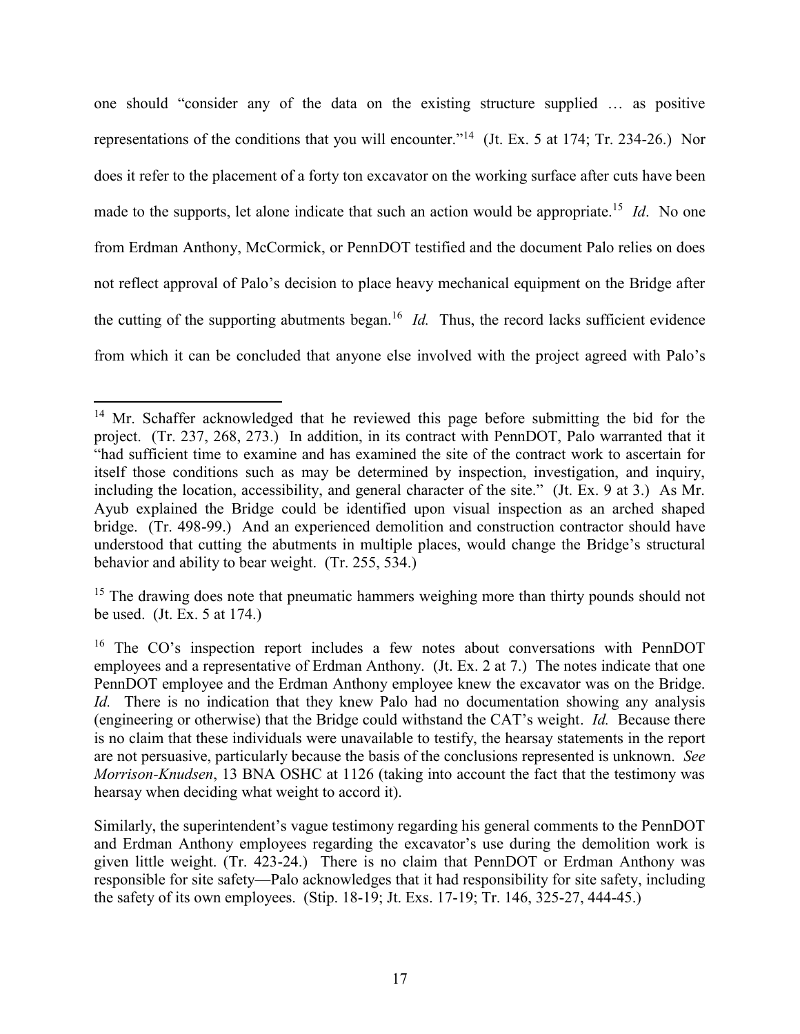one should "consider any of the data on the existing structure supplied … as positive representations of the conditions that you will encounter."[14] (Jt. Ex. 5 at 174; Tr. 234-26.) Nor does it refer to the placement of a forty ton excavator on the working surface after cuts have been made to the supports, let alone indicate that such an action would be appropriate.[15] *Id*. No one from Erdman Anthony, McCormick, or PennDOT testified and the document Palo relies on does not reflect approval of Palo's decision to place heavy mechanical equipment on the Bridge after the cutting of the supporting abutments began.[16] *Id.* Thus, the record lacks sufficient evidence from which it can be concluded that anyone else involved with the project agreed with Palo's

---

[14] Mr. Schaffer acknowledged that he reviewed this page before submitting the bid for the project. (Tr. 237, 268, 273.) In addition, in its contract with PennDOT, Palo warranted that it "had sufficient time to examine and has examined the site of the contract work to ascertain for itself those conditions such as may be determined by inspection, investigation, and inquiry, including the location, accessibility, and general character of the site." (Jt. Ex. 9 at 3.) As Mr. Ayub explained the Bridge could be identified upon visual inspection as an arched shaped bridge. (Tr. 498-99.) And an experienced demolition and construction contractor should have understood that cutting the abutments in multiple places, would change the Bridge's structural behavior and ability to bear weight. (Tr. 255, 534.)

[15] The drawing does note that pneumatic hammers weighing more than thirty pounds should not be used. (Jt. Ex. 5 at 174.)

[16] The CO's inspection report includes a few notes about conversations with PennDOT employees and a representative of Erdman Anthony. (Jt. Ex. 2 at 7.) The notes indicate that one PennDOT employee and the Erdman Anthony employee knew the excavator was on the Bridge. *Id.* There is no indication that they knew Palo had no documentation showing any analysis (engineering or otherwise) that the Bridge could withstand the CAT's weight. *Id.* Because there is no claim that these individuals were unavailable to testify, the hearsay statements in the report are not persuasive, particularly because the basis of the conclusions represented is unknown. *See Morrison-Knudsen*, 13 BNA OSHC at 1126 (taking into account the fact that the testimony was hearsay when deciding what weight to accord it).

Similarly, the superintendent's vague testimony regarding his general comments to the PennDOT and Erdman Anthony employees regarding the excavator's use during the demolition work is given little weight. (Tr. 423-24.) There is no claim that PennDOT or Erdman Anthony was responsible for site safety—Palo acknowledges that it had responsibility for site safety, including the safety of its own employees. (Stip. 18-19; Jt. Exs. 17-19; Tr. 146, 325-27, 444-45.)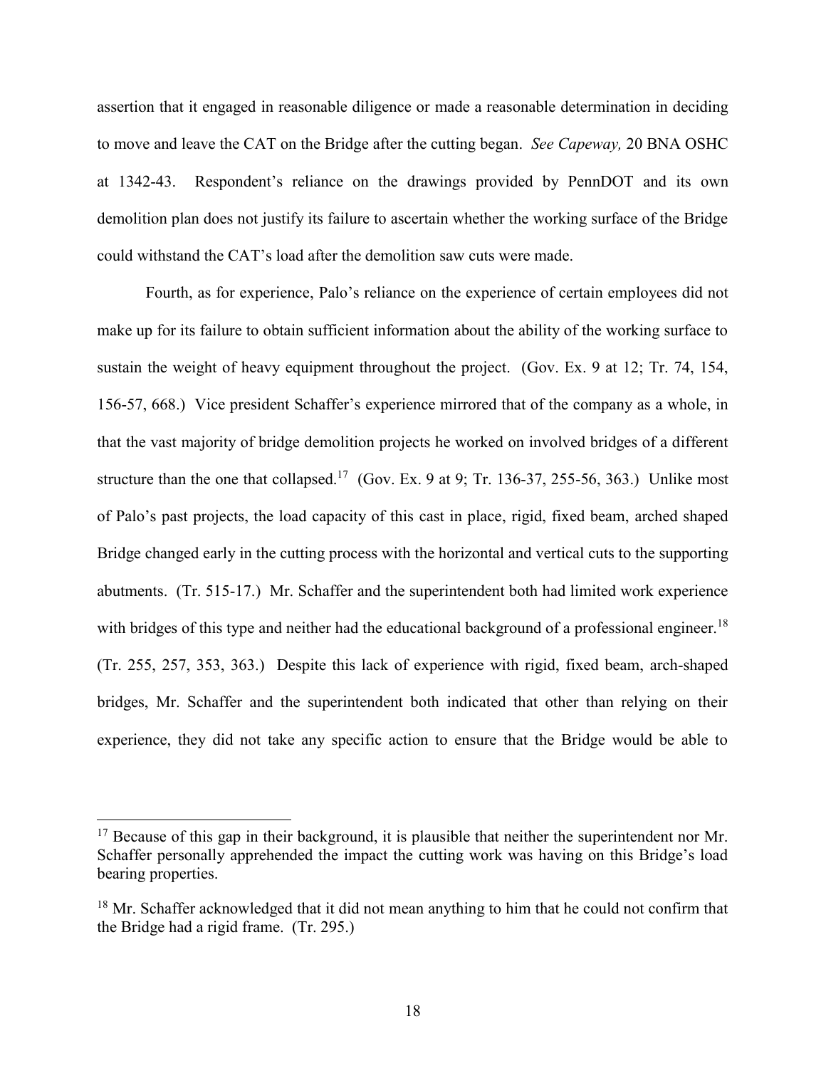assertion that it engaged in reasonable diligence or made a reasonable determination in deciding to move and leave the CAT on the Bridge after the cutting began. *See Capeway,* 20 BNA OSHC at 1342-43. Respondent's reliance on the drawings provided by PennDOT and its own demolition plan does not justify its failure to ascertain whether the working surface of the Bridge could withstand the CAT's load after the demolition saw cuts were made.

Fourth, as for experience, Palo's reliance on the experience of certain employees did not make up for its failure to obtain sufficient information about the ability of the working surface to sustain the weight of heavy equipment throughout the project. (Gov. Ex. 9 at 12; Tr. 74, 154, 156-57, 668.) Vice president Schaffer's experience mirrored that of the company as a whole, in that the vast majority of bridge demolition projects he worked on involved bridges of a different structure than the one that collapsed.[17] (Gov. Ex. 9 at 9; Tr. 136-37, 255-56, 363.) Unlike most of Palo's past projects, the load capacity of this cast in place, rigid, fixed beam, arched shaped Bridge changed early in the cutting process with the horizontal and vertical cuts to the supporting abutments. (Tr. 515-17.) Mr. Schaffer and the superintendent both had limited work experience with bridges of this type and neither had the educational background of a professional engineer.[18] (Tr. 255, 257, 353, 363.) Despite this lack of experience with rigid, fixed beam, arch-shaped bridges, Mr. Schaffer and the superintendent both indicated that other than relying on their experience, they did not take any specific action to ensure that the Bridge would be able to

---

[17] Because of this gap in their background, it is plausible that neither the superintendent nor Mr. Schaffer personally apprehended the impact the cutting work was having on this Bridge's load bearing properties.

[18] Mr. Schaffer acknowledged that it did not mean anything to him that he could not confirm that the Bridge had a rigid frame. (Tr. 295.)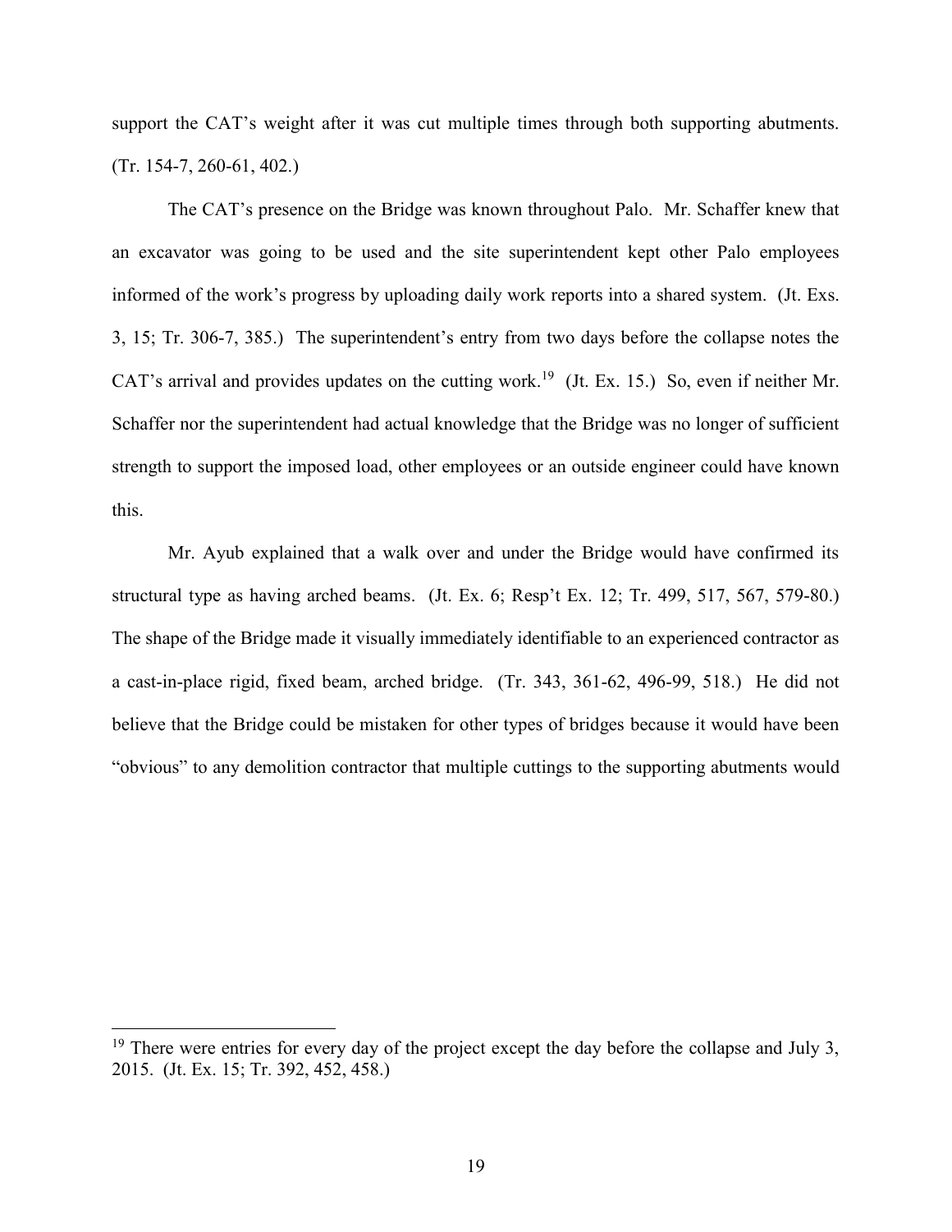support the CAT's weight after it was cut multiple times through both supporting abutments. (Tr. 154-7, 260-61, 402.)

The CAT's presence on the Bridge was known throughout Palo. Mr. Schaffer knew that an excavator was going to be used and the site superintendent kept other Palo employees informed of the work's progress by uploading daily work reports into a shared system. (Jt. Exs. 3, 15; Tr. 306-7, 385.) The superintendent's entry from two days before the collapse notes the CAT's arrival and provides updates on the cutting work.[19] (Jt. Ex. 15.) So, even if neither Mr. Schaffer nor the superintendent had actual knowledge that the Bridge was no longer of sufficient strength to support the imposed load, other employees or an outside engineer could have known this.

Mr. Ayub explained that a walk over and under the Bridge would have confirmed its structural type as having arched beams. (Jt. Ex. 6; Resp't Ex. 12; Tr. 499, 517, 567, 579-80.) The shape of the Bridge made it visually immediately identifiable to an experienced contractor as a cast-in-place rigid, fixed beam, arched bridge. (Tr. 343, 361-62, 496-99, 518.) He did not believe that the Bridge could be mistaken for other types of bridges because it would have been "obvious" to any demolition contractor that multiple cuttings to the supporting abutments would

---

[19] There were entries for every day of the project except the day before the collapse and July 3, 2015. (Jt. Ex. 15; Tr. 392, 452, 458.)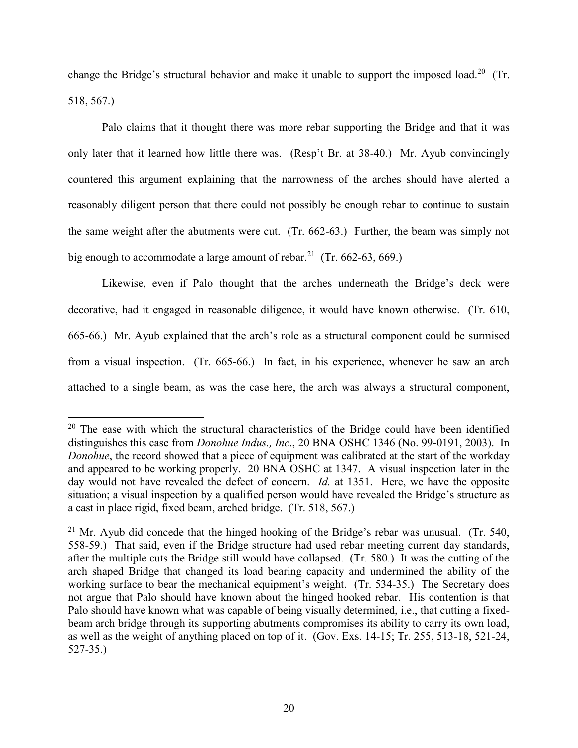change the Bridge's structural behavior and make it unable to support the imposed load.[20] (Tr. 518, 567.)

Palo claims that it thought there was more rebar supporting the Bridge and that it was only later that it learned how little there was. (Resp't Br. at 38-40.) Mr. Ayub convincingly countered this argument explaining that the narrowness of the arches should have alerted a reasonably diligent person that there could not possibly be enough rebar to continue to sustain the same weight after the abutments were cut. (Tr. 662-63.) Further, the beam was simply not big enough to accommodate a large amount of rebar.[21] (Tr. 662-63, 669.)

Likewise, even if Palo thought that the arches underneath the Bridge's deck were decorative, had it engaged in reasonable diligence, it would have known otherwise. (Tr. 610, 665-66.) Mr. Ayub explained that the arch's role as a structural component could be surmised from a visual inspection. (Tr. 665-66.) In fact, in his experience, whenever he saw an arch attached to a single beam, as was the case here, the arch was always a structural component,

---

[20] The ease with which the structural characteristics of the Bridge could have been identified distinguishes this case from *Donohue Indus., Inc*., 20 BNA OSHC 1346 (No. 99-0191, 2003). In *Donohue*, the record showed that a piece of equipment was calibrated at the start of the workday and appeared to be working properly. 20 BNA OSHC at 1347. A visual inspection later in the day would not have revealed the defect of concern. *Id.* at 1351. Here, we have the opposite situation; a visual inspection by a qualified person would have revealed the Bridge's structure as a cast in place rigid, fixed beam, arched bridge. (Tr. 518, 567.)

[21] Mr. Ayub did concede that the hinged hooking of the Bridge's rebar was unusual. (Tr. 540, 558-59.) That said, even if the Bridge structure had used rebar meeting current day standards, after the multiple cuts the Bridge still would have collapsed. (Tr. 580.) It was the cutting of the arch shaped Bridge that changed its load bearing capacity and undermined the ability of the working surface to bear the mechanical equipment's weight. (Tr. 534-35.) The Secretary does not argue that Palo should have known about the hinged hooked rebar. His contention is that Palo should have known what was capable of being visually determined, i.e., that cutting a fixed-beam arch bridge through its supporting abutments compromises its ability to carry its own load, as well as the weight of anything placed on top of it. (Gov. Exs. 14-15; Tr. 255, 513-18, 521-24, 527-35.)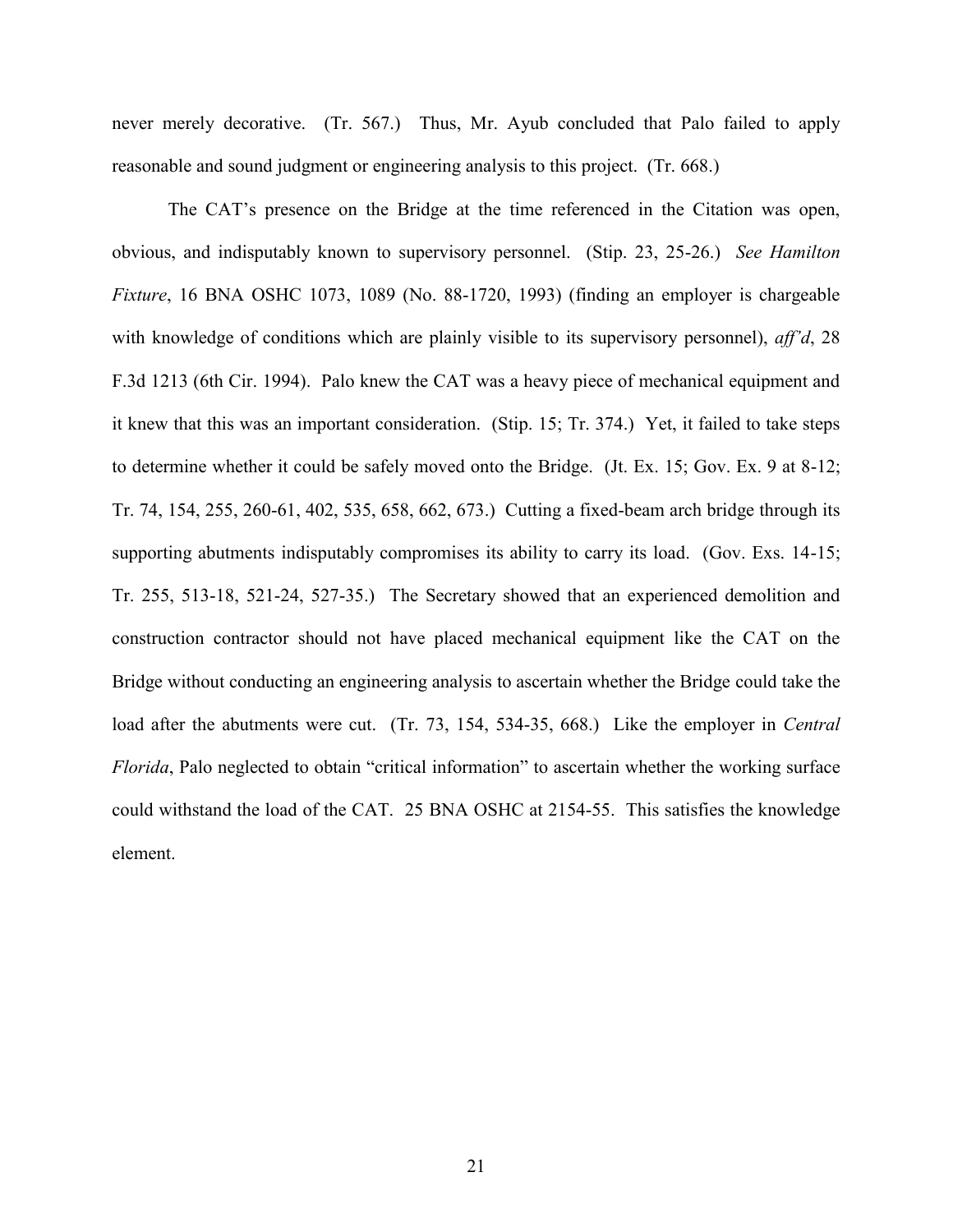never merely decorative. (Tr. 567.) Thus, Mr. Ayub concluded that Palo failed to apply reasonable and sound judgment or engineering analysis to this project. (Tr. 668.)

The CAT's presence on the Bridge at the time referenced in the Citation was open, obvious, and indisputably known to supervisory personnel. (Stip. 23, 25-26.) *See Hamilton Fixture*, 16 BNA OSHC 1073, 1089 (No. 88-1720, 1993) (finding an employer is chargeable with knowledge of conditions which are plainly visible to its supervisory personnel), *aff'd*, 28 F.3d 1213 (6th Cir. 1994). Palo knew the CAT was a heavy piece of mechanical equipment and it knew that this was an important consideration. (Stip. 15; Tr. 374.) Yet, it failed to take steps to determine whether it could be safely moved onto the Bridge. (Jt. Ex. 15; Gov. Ex. 9 at 8-12; Tr. 74, 154, 255, 260-61, 402, 535, 658, 662, 673.) Cutting a fixed-beam arch bridge through its supporting abutments indisputably compromises its ability to carry its load. (Gov. Exs. 14-15; Tr. 255, 513-18, 521-24, 527-35.) The Secretary showed that an experienced demolition and construction contractor should not have placed mechanical equipment like the CAT on the Bridge without conducting an engineering analysis to ascertain whether the Bridge could take the load after the abutments were cut. (Tr. 73, 154, 534-35, 668.) Like the employer in *Central Florida*, Palo neglected to obtain "critical information" to ascertain whether the working surface could withstand the load of the CAT. 25 BNA OSHC at 2154-55. This satisfies the knowledge element.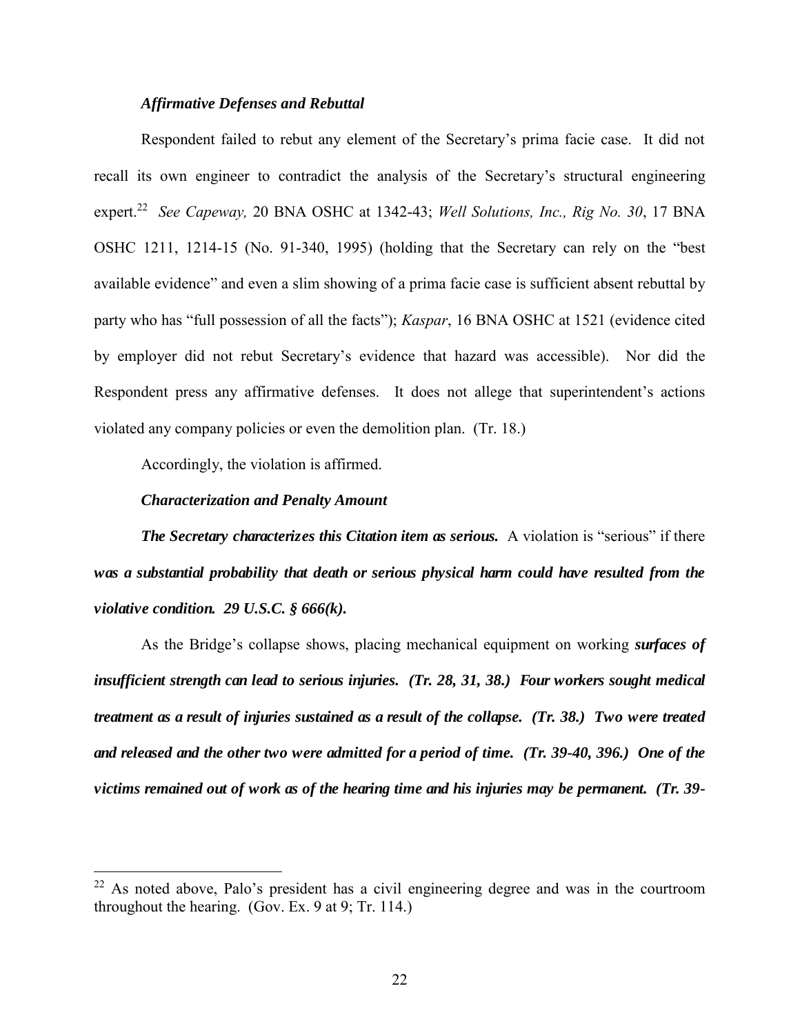*Affirmative Defenses and Rebuttal*

Respondent failed to rebut any element of the Secretary's prima facie case. It did not recall its own engineer to contradict the analysis of the Secretary's structural engineering expert.[22] *See Capeway,* 20 BNA OSHC at 1342-43; *Well Solutions, Inc., Rig No. 30*, 17 BNA OSHC 1211, 1214-15 (No. 91-340, 1995) (holding that the Secretary can rely on the "best available evidence" and even a slim showing of a prima facie case is sufficient absent rebuttal by party who has "full possession of all the facts"); *Kaspar*, 16 BNA OSHC at 1521 (evidence cited by employer did not rebut Secretary's evidence that hazard was accessible). Nor did the Respondent press any affirmative defenses. It does not allege that superintendent's actions violated any company policies or even the demolition plan. (Tr. 18.)

Accordingly, the violation is affirmed.

*Characterization and Penalty Amount*

***The Secretary characterizes this Citation item as serious.*** A violation is "serious" if there ***was a substantial probability that death or serious physical harm could have resulted from the violative condition. 29 U.S.C. § 666(k).***

As the Bridge's collapse shows, placing mechanical equipment on working ***surfaces of insufficient strength can lead to serious injuries. (Tr. 28, 31, 38.) Four workers sought medical treatment as a result of injuries sustained as a result of the collapse. (Tr. 38.) Two were treated and released and the other two were admitted for a period of time. (Tr. 39-40, 396.) One of the victims remained out of work as of the hearing time and his injuries may be permanent. (Tr. 39-***

---

[22] As noted above, Palo's president has a civil engineering degree and was in the courtroom throughout the hearing. (Gov. Ex. 9 at 9; Tr. 114.)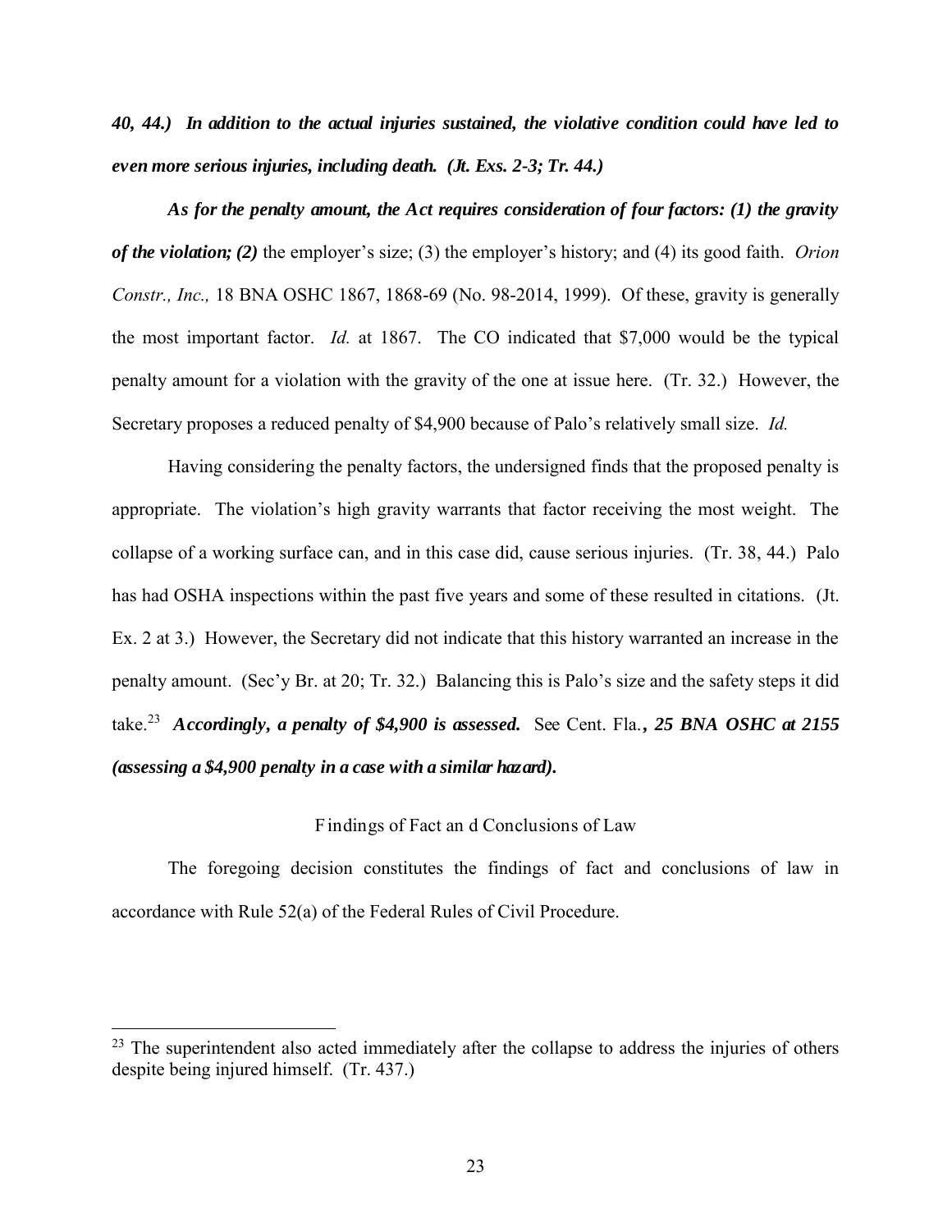***40, 44.) In addition to the actual injuries sustained, the violative condition could have led to even more serious injuries, including death. (Jt. Exs. 2-3; Tr. 44.)***

***As for the penalty amount, the Act requires consideration of four factors: (1) the gravity of the violation; (2)*** the employer's size; (3) the employer's history; and (4) its good faith. *Orion Constr., Inc.,* 18 BNA OSHC 1867, 1868-69 (No. 98-2014, 1999). Of these, gravity is generally the most important factor. *Id.* at 1867. The CO indicated that $7,000 would be the typical penalty amount for a violation with the gravity of the one at issue here. (Tr. 32.) However, the Secretary proposes a reduced penalty of $4,900 because of Palo's relatively small size. *Id.*

Having considering the penalty factors, the undersigned finds that the proposed penalty is appropriate. The violation's high gravity warrants that factor receiving the most weight. The collapse of a working surface can, and in this case did, cause serious injuries. (Tr. 38, 44.) Palo has had OSHA inspections within the past five years and some of these resulted in citations. (Jt. Ex. 2 at 3.) However, the Secretary did not indicate that this history warranted an increase in the penalty amount. (Sec'y Br. at 20; Tr. 32.) Balancing this is Palo's size and the safety steps it did take.[23] ***Accordingly, a penalty of $4,900 is assessed.*** See Cent. Fla.***, 25 BNA OSHC at 2155 (assessing a $4,900 penalty in a case with a similar hazard).***

## Findings of Fact and Conclusions of Law

The foregoing decision constitutes the findings of fact and conclusions of law in accordance with Rule 52(a) of the Federal Rules of Civil Procedure.

---

[23] The superintendent also acted immediately after the collapse to address the injuries of others despite being injured himself. (Tr. 437.)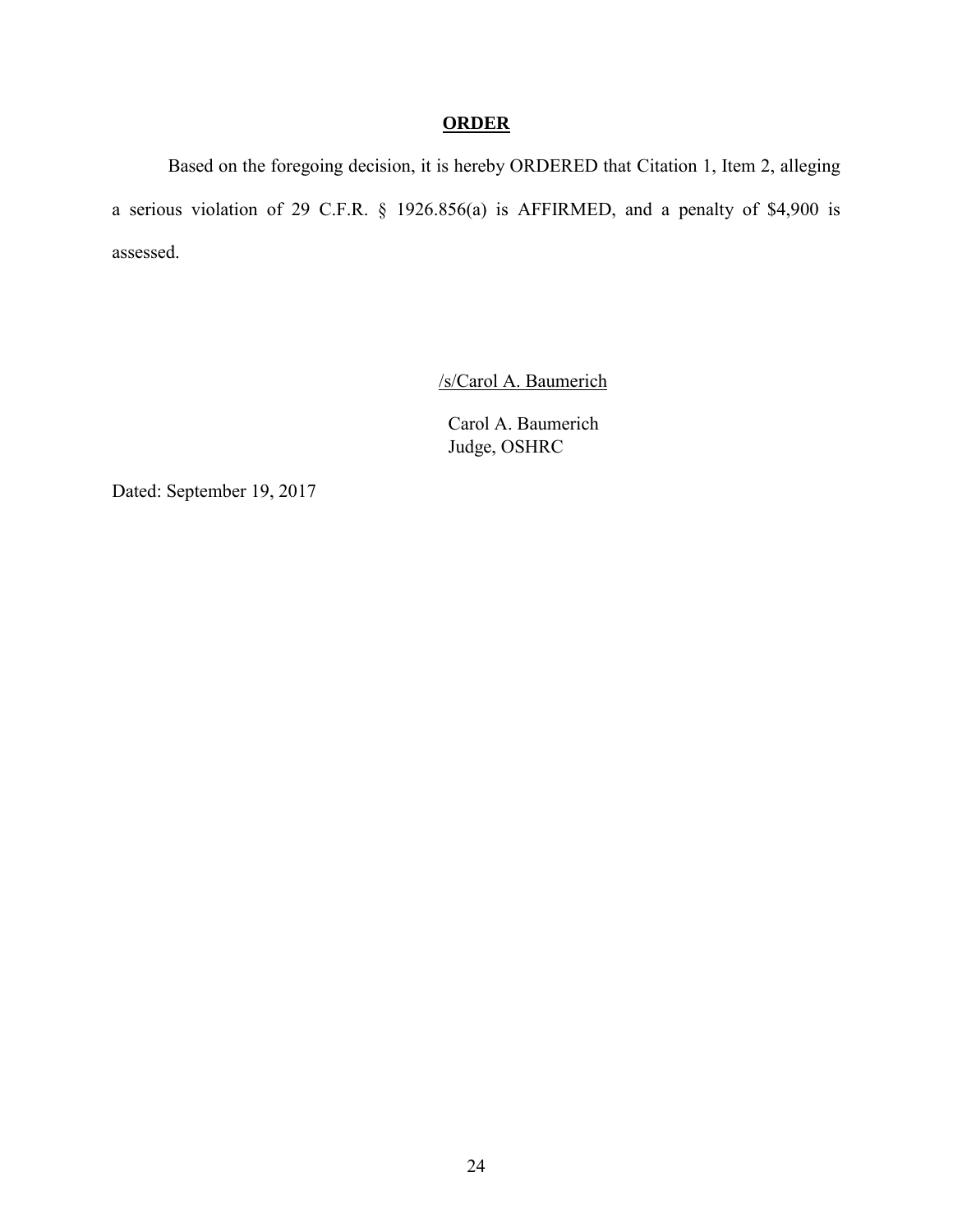**ORDER**

Based on the foregoing decision, it is hereby ORDERED that Citation 1, Item 2, alleging a serious violation of 29 C.F.R. § 1926.856(a) is AFFIRMED, and a penalty of $4,900 is assessed.

/s/Carol A. Baumerich

Carol A. Baumerich
Judge, OSHRC

Dated: September 19, 2017